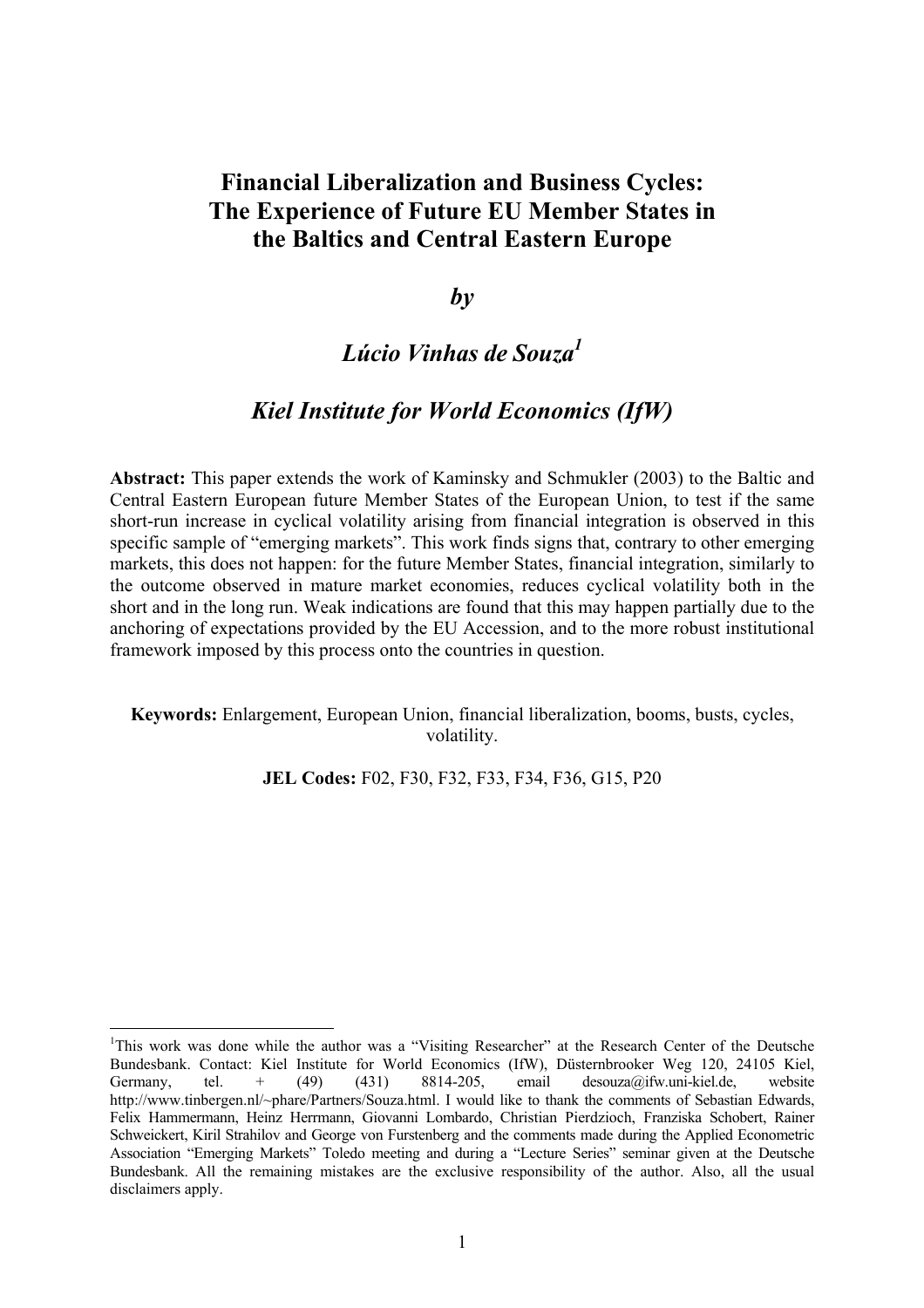# Financial Liberalization and Business Cycles: The Experience of Future EU Member States in the Baltics and Central Eastern Europe

***by***

***Lúcio Vinhas de Souza[1]***

***Kiel Institute for World Economics (IfW)***

**Abstract:** This paper extends the work of Kaminsky and Schmukler (2003) to the Baltic and Central Eastern European future Member States of the European Union, to test if the same short-run increase in cyclical volatility arising from financial integration is observed in this specific sample of "emerging markets". This work finds signs that, contrary to other emerging markets, this does not happen: for the future Member States, financial integration, similarly to the outcome observed in mature market economies, reduces cyclical volatility both in the short and in the long run. Weak indications are found that this may happen partially due to the anchoring of expectations provided by the EU Accession, and to the more robust institutional framework imposed by this process onto the countries in question.

**Keywords:** Enlargement, European Union, financial liberalization, booms, busts, cycles, volatility.

**JEL Codes:** F02, F30, F32, F33, F34, F36, G15, P20

---

[1]This work was done while the author was a "Visiting Researcher" at the Research Center of the Deutsche Bundesbank. Contact: Kiel Institute for World Economics (IfW), Düsternbrooker Weg 120, 24105 Kiel, Germany, tel. + (49) (431) 8814-205, email desouza@ifw.uni-kiel.de, website http://www.tinbergen.nl/~phare/Partners/Souza.html. I would like to thank the comments of Sebastian Edwards, Felix Hammermann, Heinz Herrmann, Giovanni Lombardo, Christian Pierdzioch, Franziska Schobert, Rainer Schweickert, Kiril Strahilov and George von Furstenberg and the comments made during the Applied Econometric Association "Emerging Markets" Toledo meeting and during a "Lecture Series" seminar given at the Deutsche Bundesbank. All the remaining mistakes are the exclusive responsibility of the author. Also, all the usual disclaimers apply.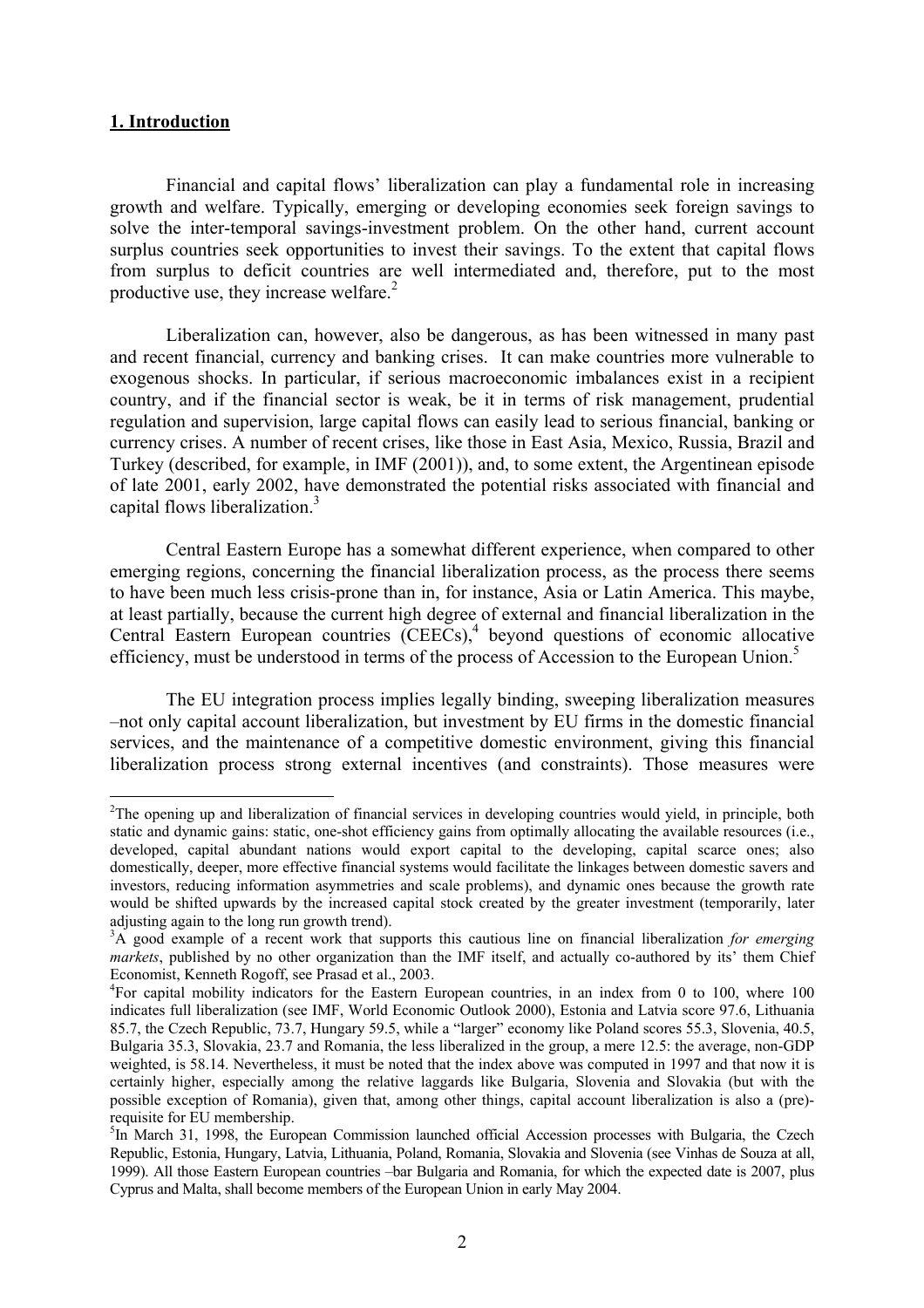## 1. Introduction

Financial and capital flows' liberalization can play a fundamental role in increasing growth and welfare. Typically, emerging or developing economies seek foreign savings to solve the inter-temporal savings-investment problem. On the other hand, current account surplus countries seek opportunities to invest their savings. To the extent that capital flows from surplus to deficit countries are well intermediated and, therefore, put to the most productive use, they increase welfare.[2]

Liberalization can, however, also be dangerous, as has been witnessed in many past and recent financial, currency and banking crises. It can make countries more vulnerable to exogenous shocks. In particular, if serious macroeconomic imbalances exist in a recipient country, and if the financial sector is weak, be it in terms of risk management, prudential regulation and supervision, large capital flows can easily lead to serious financial, banking or currency crises. A number of recent crises, like those in East Asia, Mexico, Russia, Brazil and Turkey (described, for example, in IMF (2001)), and, to some extent, the Argentinean episode of late 2001, early 2002, have demonstrated the potential risks associated with financial and capital flows liberalization.[3]

Central Eastern Europe has a somewhat different experience, when compared to other emerging regions, concerning the financial liberalization process, as the process there seems to have been much less crisis-prone than in, for instance, Asia or Latin America. This maybe, at least partially, because the current high degree of external and financial liberalization in the Central Eastern European countries (CEECs),[4] beyond questions of economic allocative efficiency, must be understood in terms of the process of Accession to the European Union.[5]

The EU integration process implies legally binding, sweeping liberalization measures –not only capital account liberalization, but investment by EU firms in the domestic financial services, and the maintenance of a competitive domestic environment, giving this financial liberalization process strong external incentives (and constraints). Those measures were

---

[2]The opening up and liberalization of financial services in developing countries would yield, in principle, both static and dynamic gains: static, one-shot efficiency gains from optimally allocating the available resources (i.e., developed, capital abundant nations would export capital to the developing, capital scarce ones; also domestically, deeper, more effective financial systems would facilitate the linkages between domestic savers and investors, reducing information asymmetries and scale problems), and dynamic ones because the growth rate would be shifted upwards by the increased capital stock created by the greater investment (temporarily, later adjusting again to the long run growth trend).

[3]A good example of a recent work that supports this cautious line on financial liberalization *for emerging markets*, published by no other organization than the IMF itself, and actually co-authored by its' them Chief Economist, Kenneth Rogoff, see Prasad et al., 2003.

[4]For capital mobility indicators for the Eastern European countries, in an index from 0 to 100, where 100 indicates full liberalization (see IMF, World Economic Outlook 2000), Estonia and Latvia score 97.6, Lithuania 85.7, the Czech Republic, 73.7, Hungary 59.5, while a "larger" economy like Poland scores 55.3, Slovenia, 40.5, Bulgaria 35.3, Slovakia, 23.7 and Romania, the less liberalized in the group, a mere 12.5: the average, non-GDP weighted, is 58.14. Nevertheless, it must be noted that the index above was computed in 1997 and that now it is certainly higher, especially among the relative laggards like Bulgaria, Slovenia and Slovakia (but with the possible exception of Romania), given that, among other things, capital account liberalization is also a (pre)-requisite for EU membership.

[5]In March 31, 1998, the European Commission launched official Accession processes with Bulgaria, the Czech Republic, Estonia, Hungary, Latvia, Lithuania, Poland, Romania, Slovakia and Slovenia (see Vinhas de Souza at all, 1999). All those Eastern European countries –bar Bulgaria and Romania, for which the expected date is 2007, plus Cyprus and Malta, shall become members of the European Union in early May 2004.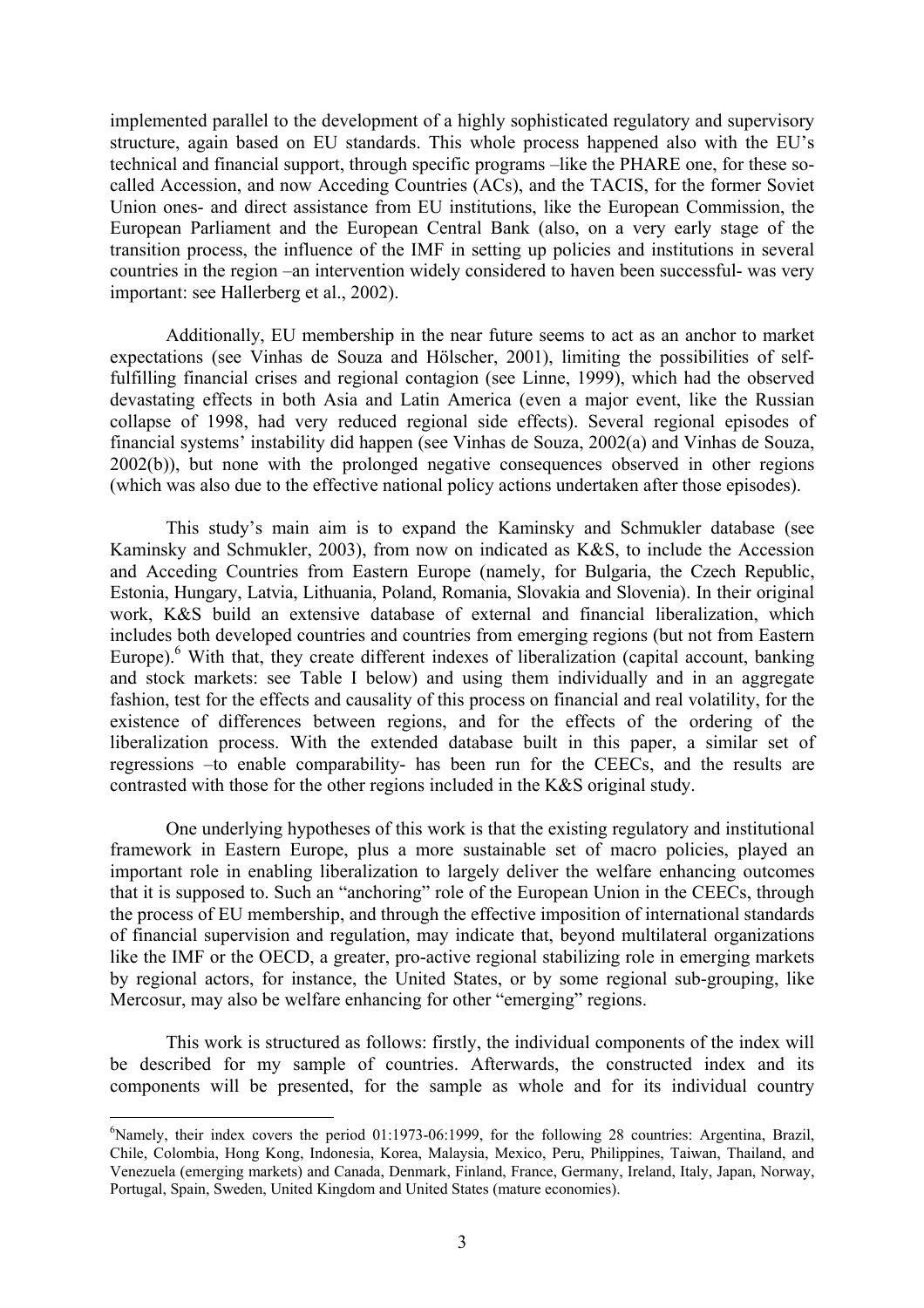implemented parallel to the development of a highly sophisticated regulatory and supervisory structure, again based on EU standards. This whole process happened also with the EU's technical and financial support, through specific programs –like the PHARE one, for these so-called Accession, and now Acceding Countries (ACs), and the TACIS, for the former Soviet Union ones- and direct assistance from EU institutions, like the European Commission, the European Parliament and the European Central Bank (also, on a very early stage of the transition process, the influence of the IMF in setting up policies and institutions in several countries in the region –an intervention widely considered to haven been successful- was very important: see Hallerberg et al., 2002).

Additionally, EU membership in the near future seems to act as an anchor to market expectations (see Vinhas de Souza and Hölscher, 2001), limiting the possibilities of self-fulfilling financial crises and regional contagion (see Linne, 1999), which had the observed devastating effects in both Asia and Latin America (even a major event, like the Russian collapse of 1998, had very reduced regional side effects). Several regional episodes of financial systems' instability did happen (see Vinhas de Souza, 2002(a) and Vinhas de Souza, 2002(b)), but none with the prolonged negative consequences observed in other regions (which was also due to the effective national policy actions undertaken after those episodes).

This study's main aim is to expand the Kaminsky and Schmukler database (see Kaminsky and Schmukler, 2003), from now on indicated as K&S, to include the Accession and Acceding Countries from Eastern Europe (namely, for Bulgaria, the Czech Republic, Estonia, Hungary, Latvia, Lithuania, Poland, Romania, Slovakia and Slovenia). In their original work, K&S build an extensive database of external and financial liberalization, which includes both developed countries and countries from emerging regions (but not from Eastern Europe).[6] With that, they create different indexes of liberalization (capital account, banking and stock markets: see Table I below) and using them individually and in an aggregate fashion, test for the effects and causality of this process on financial and real volatility, for the existence of differences between regions, and for the effects of the ordering of the liberalization process. With the extended database built in this paper, a similar set of regressions –to enable comparability- has been run for the CEECs, and the results are contrasted with those for the other regions included in the K&S original study.

One underlying hypotheses of this work is that the existing regulatory and institutional framework in Eastern Europe, plus a more sustainable set of macro policies, played an important role in enabling liberalization to largely deliver the welfare enhancing outcomes that it is supposed to. Such an "anchoring" role of the European Union in the CEECs, through the process of EU membership, and through the effective imposition of international standards of financial supervision and regulation, may indicate that, beyond multilateral organizations like the IMF or the OECD, a greater, pro-active regional stabilizing role in emerging markets by regional actors, for instance, the United States, or by some regional sub-grouping, like Mercosur, may also be welfare enhancing for other "emerging" regions.

This work is structured as follows: firstly, the individual components of the index will be described for my sample of countries. Afterwards, the constructed index and its components will be presented, for the sample as whole and for its individual country

[6]Namely, their index covers the period 01:1973-06:1999, for the following 28 countries: Argentina, Brazil, Chile, Colombia, Hong Kong, Indonesia, Korea, Malaysia, Mexico, Peru, Philippines, Taiwan, Thailand, and Venezuela (emerging markets) and Canada, Denmark, Finland, France, Germany, Ireland, Italy, Japan, Norway, Portugal, Spain, Sweden, United Kingdom and United States (mature economies).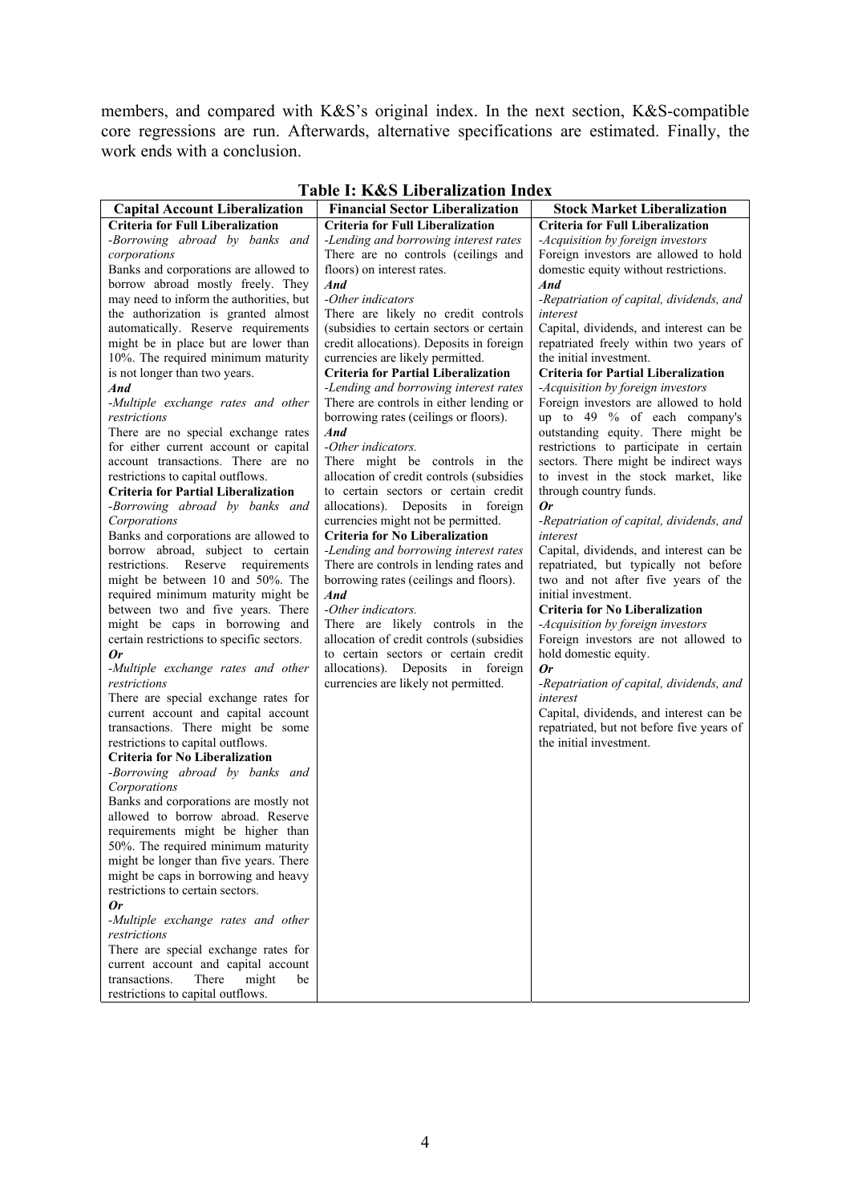members, and compared with K&S's original index. In the next section, K&S-compatible core regressions are run. Afterwards, alternative specifications are estimated. Finally, the work ends with a conclusion.

**Table I: K&S Liberalization Index**

| Capital Account Liberalization | Financial Sector Liberalization | Stock Market Liberalization |
|---|---|---|
| **Criteria for Full Liberalization**<br>*-Borrowing abroad by banks and corporations*<br>Banks and corporations are allowed to borrow abroad mostly freely. They may need to inform the authorities, but the authorization is granted almost automatically. Reserve requirements might be in place but are lower than 10%. The required minimum maturity is not longer than two years.<br>***And***<br>*-Multiple exchange rates and other restrictions*<br>There are no special exchange rates for either current account or capital account transactions. There are no restrictions to capital outflows.<br>**Criteria for Partial Liberalization**<br>*-Borrowing abroad by banks and Corporations*<br>Banks and corporations are allowed to borrow abroad, subject to certain restrictions. Reserve requirements might be between 10 and 50%. The required minimum maturity might be between two and five years. There might be caps in borrowing and certain restrictions to specific sectors.<br>***Or***<br>*-Multiple exchange rates and other restrictions*<br>There are special exchange rates for current account and capital account transactions. There might be some restrictions to capital outflows.<br>**Criteria for No Liberalization**<br>*-Borrowing abroad by banks and Corporations*<br>Banks and corporations are mostly not allowed to borrow abroad. Reserve requirements might be higher than 50%. The required minimum maturity might be longer than five years. There might be caps in borrowing and heavy restrictions to certain sectors.<br>***Or***<br>*-Multiple exchange rates and other restrictions*<br>There are special exchange rates for current account and capital account transactions. There might be restrictions to capital outflows. | **Criteria for Full Liberalization**<br>*-Lending and borrowing interest rates*<br>There are no controls (ceilings and floors) on interest rates.<br>***And***<br>*-Other indicators*<br>There are likely no credit controls (subsidies to certain sectors or certain credit allocations). Deposits in foreign currencies are likely permitted.<br>**Criteria for Partial Liberalization**<br>*-Lending and borrowing interest rates*<br>There are controls in either lending or borrowing rates (ceilings or floors).<br>***And***<br>*-Other indicators.*<br>There might be controls in the allocation of credit controls (subsidies to certain sectors or certain credit allocations). Deposits in foreign currencies might not be permitted.<br>**Criteria for No Liberalization**<br>*-Lending and borrowing interest rates*<br>There are controls in lending rates and borrowing rates (ceilings and floors).<br>***And***<br>*-Other indicators.*<br>There are likely controls in the allocation of credit controls (subsidies to certain sectors or certain credit allocations). Deposits in foreign currencies are likely not permitted. | **Criteria for Full Liberalization**<br>*-Acquisition by foreign investors*<br>Foreign investors are allowed to hold domestic equity without restrictions.<br>***And***<br>*-Repatriation of capital, dividends, and interest*<br>Capital, dividends, and interest can be repatriated freely within two years of the initial investment.<br>**Criteria for Partial Liberalization**<br>*-Acquisition by foreign investors*<br>Foreign investors are allowed to hold up to 49 % of each company's outstanding equity. There might be restrictions to participate in certain sectors. There might be indirect ways to invest in the stock market, like through country funds.<br>***Or***<br>*-Repatriation of capital, dividends, and interest*<br>Capital, dividends, and interest can be repatriated, but typically not before two and not after five years of the initial investment.<br>**Criteria for No Liberalization**<br>*-Acquisition by foreign investors*<br>Foreign investors are not allowed to hold domestic equity.<br>***Or***<br>*-Repatriation of capital, dividends, and interest*<br>Capital, dividends, and interest can be repatriated, but not before five years of the initial investment. |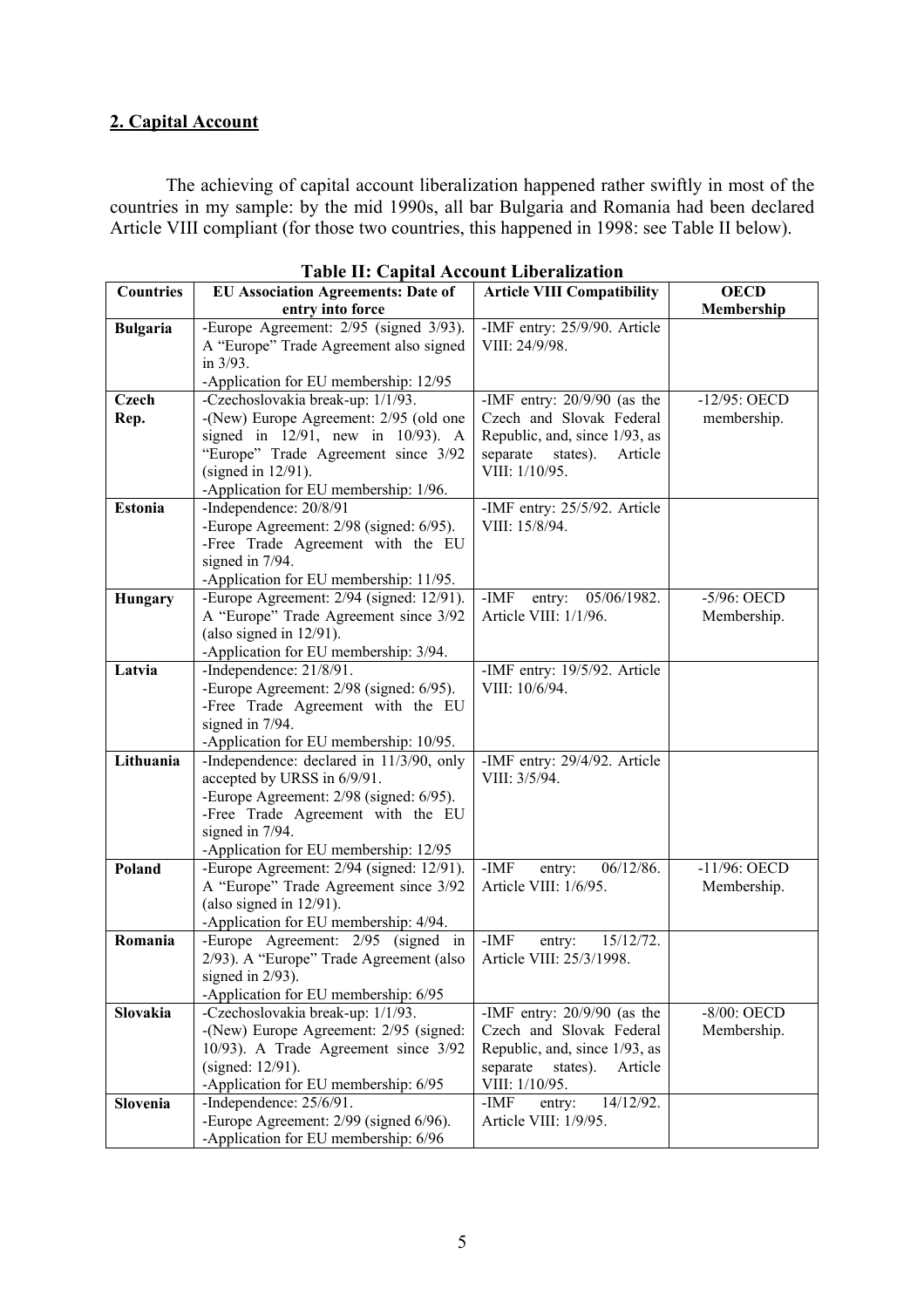## 2. Capital Account

The achieving of capital account liberalization happened rather swiftly in most of the countries in my sample: by the mid 1990s, all bar Bulgaria and Romania had been declared Article VIII compliant (for those two countries, this happened in 1998: see Table II below).

**Table II: Capital Account Liberalization**

| Countries | EU Association Agreements: Date of entry into force | Article VIII Compatibility | OECD Membership |
|---|---|---|---|
| **Bulgaria** | -Europe Agreement: 2/95 (signed 3/93). A "Europe" Trade Agreement also signed in 3/93.<br>-Application for EU membership: 12/95 | -IMF entry: 25/9/90. Article VIII: 24/9/98. | |
| **Czech Rep.** | -Czechoslovakia break-up: 1/1/93.<br>-(New) Europe Agreement: 2/95 (old one signed in 12/91, new in 10/93). A "Europe" Trade Agreement since 3/92 (signed in 12/91).<br>-Application for EU membership: 1/96. | -IMF entry: 20/9/90 (as the Czech and Slovak Federal Republic, and, since 1/93, as separate states). Article VIII: 1/10/95. | -12/95: OECD membership. |
| **Estonia** | -Independence: 20/8/91<br>-Europe Agreement: 2/98 (signed: 6/95).<br>-Free Trade Agreement with the EU signed in 7/94.<br>-Application for EU membership: 11/95. | -IMF entry: 25/5/92. Article VIII: 15/8/94. | |
| **Hungary** | -Europe Agreement: 2/94 (signed: 12/91). A "Europe" Trade Agreement since 3/92 (also signed in 12/91).<br>-Application for EU membership: 3/94. | -IMF entry: 05/06/1982. Article VIII: 1/1/96. | -5/96: OECD Membership. |
| **Latvia** | -Independence: 21/8/91.<br>-Europe Agreement: 2/98 (signed: 6/95).<br>-Free Trade Agreement with the EU signed in 7/94.<br>-Application for EU membership: 10/95. | -IMF entry: 19/5/92. Article VIII: 10/6/94. | |
| **Lithuania** | -Independence: declared in 11/3/90, only accepted by URSS in 6/9/91.<br>-Europe Agreement: 2/98 (signed: 6/95).<br>-Free Trade Agreement with the EU signed in 7/94.<br>-Application for EU membership: 12/95 | -IMF entry: 29/4/92. Article VIII: 3/5/94. | |
| **Poland** | -Europe Agreement: 2/94 (signed: 12/91). A "Europe" Trade Agreement since 3/92 (also signed in 12/91).<br>-Application for EU membership: 4/94. | -IMF entry: 06/12/86. Article VIII: 1/6/95. | -11/96: OECD Membership. |
| **Romania** | -Europe Agreement: 2/95 (signed in 2/93). A "Europe" Trade Agreement (also signed in 2/93).<br>-Application for EU membership: 6/95 | -IMF entry: 15/12/72. Article VIII: 25/3/1998. | |
| **Slovakia** | -Czechoslovakia break-up: 1/1/93.<br>-(New) Europe Agreement: 2/95 (signed: 10/93). A Trade Agreement since 3/92 (signed: 12/91).<br>-Application for EU membership: 6/95 | -IMF entry: 20/9/90 (as the Czech and Slovak Federal Republic, and, since 1/93, as separate states). Article VIII: 1/10/95. | -8/00: OECD Membership. |
| **Slovenia** | -Independence: 25/6/91.<br>-Europe Agreement: 2/99 (signed 6/96).<br>-Application for EU membership: 6/96 | -IMF entry: 14/12/92. Article VIII: 1/9/95. | |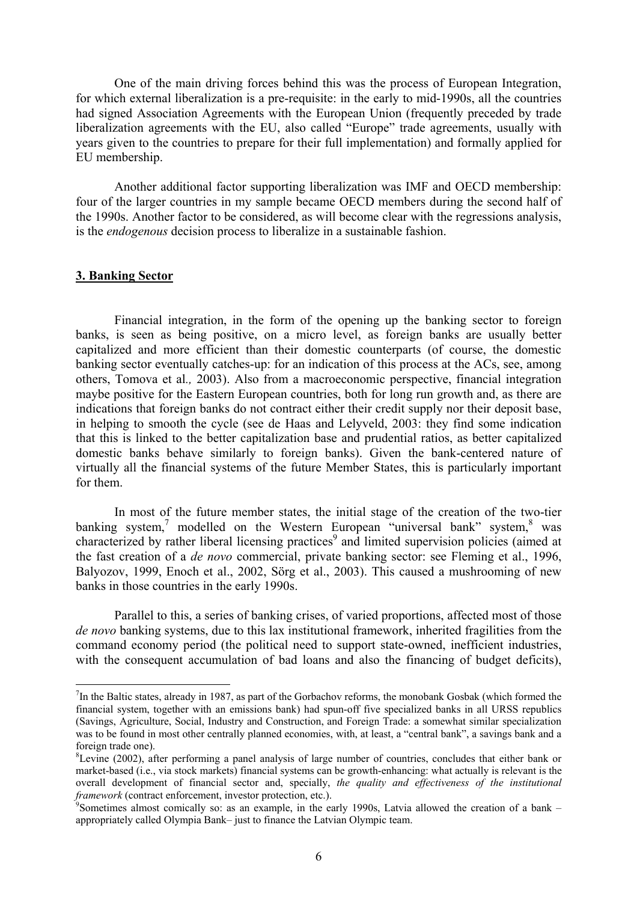One of the main driving forces behind this was the process of European Integration, for which external liberalization is a pre-requisite: in the early to mid-1990s, all the countries had signed Association Agreements with the European Union (frequently preceded by trade liberalization agreements with the EU, also called "Europe" trade agreements, usually with years given to the countries to prepare for their full implementation) and formally applied for EU membership.

Another additional factor supporting liberalization was IMF and OECD membership: four of the larger countries in my sample became OECD members during the second half of the 1990s. Another factor to be considered, as will become clear with the regressions analysis, is the *endogenous* decision process to liberalize in a sustainable fashion.

## 3. Banking Sector

Financial integration, in the form of the opening up the banking sector to foreign banks, is seen as being positive, on a micro level, as foreign banks are usually better capitalized and more efficient than their domestic counterparts (of course, the domestic banking sector eventually catches-up: for an indication of this process at the ACs, see, among others, Tomova et al*.,* 2003). Also from a macroeconomic perspective, financial integration maybe positive for the Eastern European countries, both for long run growth and, as there are indications that foreign banks do not contract either their credit supply nor their deposit base, in helping to smooth the cycle (see de Haas and Lelyveld, 2003: they find some indication that this is linked to the better capitalization base and prudential ratios, as better capitalized domestic banks behave similarly to foreign banks). Given the bank-centered nature of virtually all the financial systems of the future Member States, this is particularly important for them.

In most of the future member states, the initial stage of the creation of the two-tier banking system,[7] modelled on the Western European "universal bank" system,[8] was characterized by rather liberal licensing practices[9] and limited supervision policies (aimed at the fast creation of a *de novo* commercial, private banking sector: see Fleming et al., 1996, Balyozov, 1999, Enoch et al., 2002, Sörg et al., 2003). This caused a mushrooming of new banks in those countries in the early 1990s.

Parallel to this, a series of banking crises, of varied proportions, affected most of those *de novo* banking systems, due to this lax institutional framework, inherited fragilities from the command economy period (the political need to support state-owned, inefficient industries, with the consequent accumulation of bad loans and also the financing of budget deficits),

---

[7]In the Baltic states, already in 1987, as part of the Gorbachov reforms, the monobank Gosbak (which formed the financial system, together with an emissions bank) had spun-off five specialized banks in all URSS republics (Savings, Agriculture, Social, Industry and Construction, and Foreign Trade: a somewhat similar specialization was to be found in most other centrally planned economies, with, at least, a "central bank", a savings bank and a foreign trade one).

[8]Levine (2002), after performing a panel analysis of large number of countries, concludes that either bank or market-based (i.e., via stock markets) financial systems can be growth-enhancing: what actually is relevant is the overall development of financial sector and, specially, *the quality and effectiveness of the institutional framework* (contract enforcement, investor protection, etc.).

[9]Sometimes almost comically so: as an example, in the early 1990s, Latvia allowed the creation of a bank – appropriately called Olympia Bank– just to finance the Latvian Olympic team.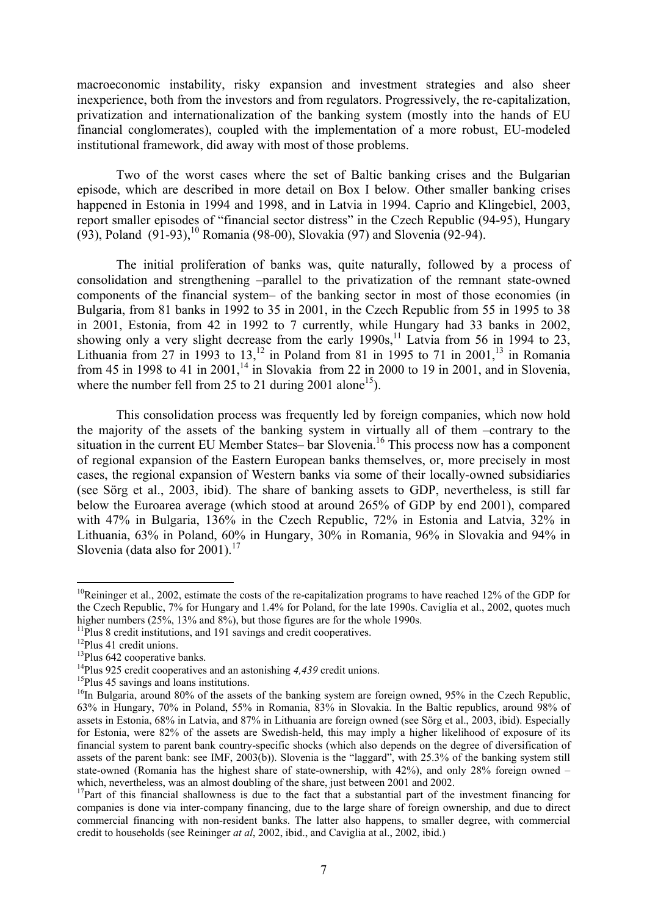macroeconomic instability, risky expansion and investment strategies and also sheer inexperience, both from the investors and from regulators. Progressively, the re-capitalization, privatization and internationalization of the banking system (mostly into the hands of EU financial conglomerates), coupled with the implementation of a more robust, EU-modeled institutional framework, did away with most of those problems.

Two of the worst cases where the set of Baltic banking crises and the Bulgarian episode, which are described in more detail on Box I below. Other smaller banking crises happened in Estonia in 1994 and 1998, and in Latvia in 1994. Caprio and Klingebiel, 2003, report smaller episodes of "financial sector distress" in the Czech Republic (94-95), Hungary (93), Poland (91-93),[10] Romania (98-00), Slovakia (97) and Slovenia (92-94).

The initial proliferation of banks was, quite naturally, followed by a process of consolidation and strengthening –parallel to the privatization of the remnant state-owned components of the financial system– of the banking sector in most of those economies (in Bulgaria, from 81 banks in 1992 to 35 in 2001, in the Czech Republic from 55 in 1995 to 38 in 2001, Estonia, from 42 in 1992 to 7 currently, while Hungary had 33 banks in 2002, showing only a very slight decrease from the early 1990s,[11] Latvia from 56 in 1994 to 23, Lithuania from 27 in 1993 to 13,[12] in Poland from 81 in 1995 to 71 in 2001,[13] in Romania from 45 in 1998 to 41 in 2001,[14] in Slovakia from 22 in 2000 to 19 in 2001, and in Slovenia, where the number fell from 25 to 21 during 2001 alone[15]).

This consolidation process was frequently led by foreign companies, which now hold the majority of the assets of the banking system in virtually all of them –contrary to the situation in the current EU Member States– bar Slovenia.[16] This process now has a component of regional expansion of the Eastern European banks themselves, or, more precisely in most cases, the regional expansion of Western banks via some of their locally-owned subsidiaries (see Sörg et al., 2003, ibid). The share of banking assets to GDP, nevertheless, is still far below the Euroarea average (which stood at around 265% of GDP by end 2001), compared with 47% in Bulgaria, 136% in the Czech Republic, 72% in Estonia and Latvia, 32% in Lithuania, 63% in Poland, 60% in Hungary, 30% in Romania, 96% in Slovakia and 94% in Slovenia (data also for 2001).[17]

---

[10] Reininger et al., 2002, estimate the costs of the re-capitalization programs to have reached 12% of the GDP for the Czech Republic, 7% for Hungary and 1.4% for Poland, for the late 1990s. Caviglia et al., 2002, quotes much higher numbers (25%, 13% and 8%), but those figures are for the whole 1990s.

[11] Plus 8 credit institutions, and 191 savings and credit cooperatives.

[12] Plus 41 credit unions.

[13] Plus 642 cooperative banks.

[14] Plus 925 credit cooperatives and an astonishing *4,439* credit unions.

[15] Plus 45 savings and loans institutions.

[16] In Bulgaria, around 80% of the assets of the banking system are foreign owned, 95% in the Czech Republic, 63% in Hungary, 70% in Poland, 55% in Romania, 83% in Slovakia. In the Baltic republics, around 98% of assets in Estonia, 68% in Latvia, and 87% in Lithuania are foreign owned (see Sörg et al., 2003, ibid). Especially for Estonia, were 82% of the assets are Swedish-held, this may imply a higher likelihood of exposure of its financial system to parent bank country-specific shocks (which also depends on the degree of diversification of assets of the parent bank: see IMF, 2003(b)). Slovenia is the "laggard", with 25.3% of the banking system still state-owned (Romania has the highest share of state-ownership, with 42%), and only 28% foreign owned – which, nevertheless, was an almost doubling of the share, just between 2001 and 2002.

[17] Part of this financial shallowness is due to the fact that a substantial part of the investment financing for companies is done via inter-company financing, due to the large share of foreign ownership, and due to direct commercial financing with non-resident banks. The latter also happens, to smaller degree, with commercial credit to households (see Reininger *at al*, 2002, ibid., and Caviglia at al., 2002, ibid.)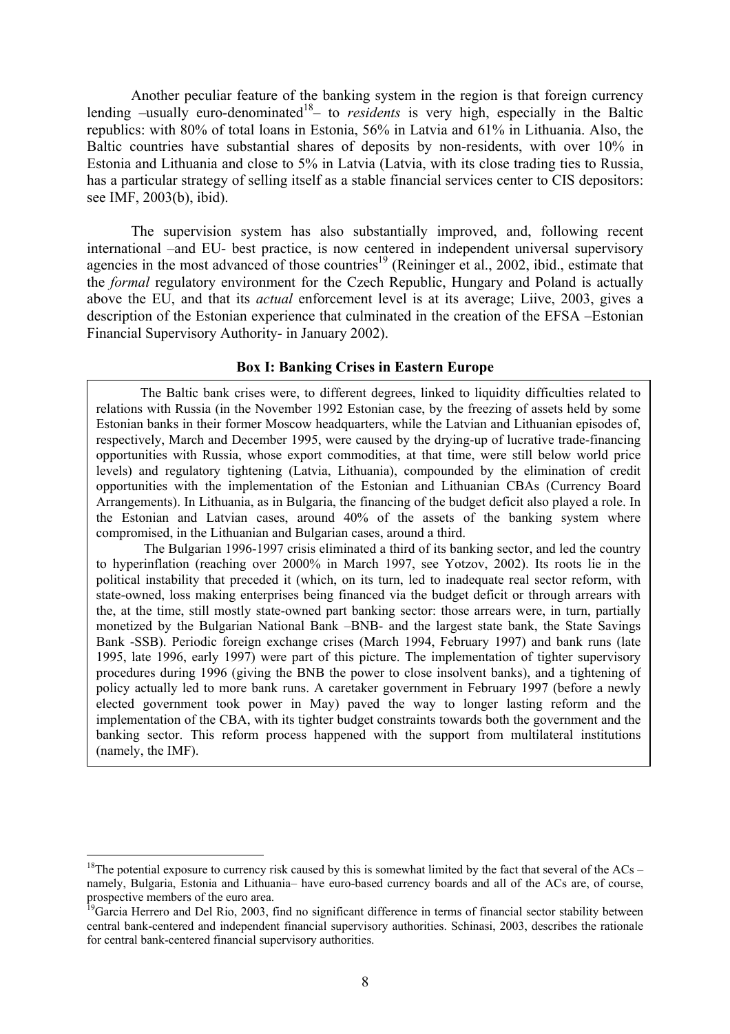Another peculiar feature of the banking system in the region is that foreign currency lending –usually euro-denominated[18]– to *residents* is very high, especially in the Baltic republics: with 80% of total loans in Estonia, 56% in Latvia and 61% in Lithuania. Also, the Baltic countries have substantial shares of deposits by non-residents, with over 10% in Estonia and Lithuania and close to 5% in Latvia (Latvia, with its close trading ties to Russia, has a particular strategy of selling itself as a stable financial services center to CIS depositors: see IMF, 2003(b), ibid).

The supervision system has also substantially improved, and, following recent international –and EU- best practice, is now centered in independent universal supervisory agencies in the most advanced of those countries[19] (Reininger et al., 2002, ibid., estimate that the *formal* regulatory environment for the Czech Republic, Hungary and Poland is actually above the EU, and that its *actual* enforcement level is at its average; Liive, 2003, gives a description of the Estonian experience that culminated in the creation of the EFSA –Estonian Financial Supervisory Authority- in January 2002).

**Box I: Banking Crises in Eastern Europe**

The Baltic bank crises were, to different degrees, linked to liquidity difficulties related to relations with Russia (in the November 1992 Estonian case, by the freezing of assets held by some Estonian banks in their former Moscow headquarters, while the Latvian and Lithuanian episodes of, respectively, March and December 1995, were caused by the drying-up of lucrative trade-financing opportunities with Russia, whose export commodities, at that time, were still below world price levels) and regulatory tightening (Latvia, Lithuania), compounded by the elimination of credit opportunities with the implementation of the Estonian and Lithuanian CBAs (Currency Board Arrangements). In Lithuania, as in Bulgaria, the financing of the budget deficit also played a role. In the Estonian and Latvian cases, around 40% of the assets of the banking system where compromised, in the Lithuanian and Bulgarian cases, around a third.

The Bulgarian 1996-1997 crisis eliminated a third of its banking sector, and led the country to hyperinflation (reaching over 2000% in March 1997, see Yotzov, 2002). Its roots lie in the political instability that preceded it (which, on its turn, led to inadequate real sector reform, with state-owned, loss making enterprises being financed via the budget deficit or through arrears with the, at the time, still mostly state-owned part banking sector: those arrears were, in turn, partially monetized by the Bulgarian National Bank –BNB- and the largest state bank, the State Savings Bank -SSB). Periodic foreign exchange crises (March 1994, February 1997) and bank runs (late 1995, late 1996, early 1997) were part of this picture. The implementation of tighter supervisory procedures during 1996 (giving the BNB the power to close insolvent banks), and a tightening of policy actually led to more bank runs. A caretaker government in February 1997 (before a newly elected government took power in May) paved the way to longer lasting reform and the implementation of the CBA, with its tighter budget constraints towards both the government and the banking sector. This reform process happened with the support from multilateral institutions (namely, the IMF).

---

[18] The potential exposure to currency risk caused by this is somewhat limited by the fact that several of the ACs –namely, Bulgaria, Estonia and Lithuania– have euro-based currency boards and all of the ACs are, of course, prospective members of the euro area.

[19] Garcia Herrero and Del Rio, 2003, find no significant difference in terms of financial sector stability between central bank-centered and independent financial supervisory authorities. Schinasi, 2003, describes the rationale for central bank-centered financial supervisory authorities.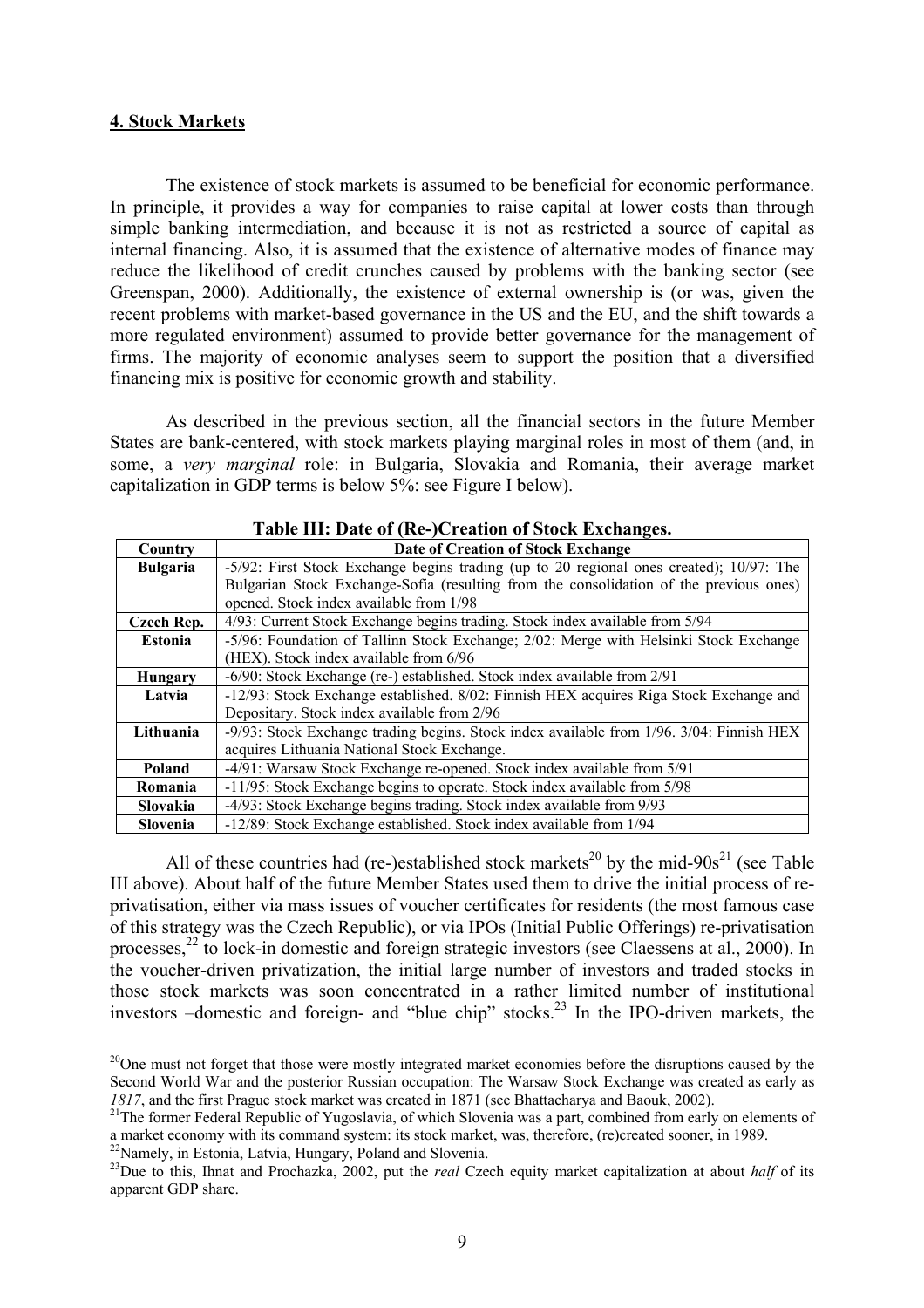## 4. Stock Markets

The existence of stock markets is assumed to be beneficial for economic performance. In principle, it provides a way for companies to raise capital at lower costs than through simple banking intermediation, and because it is not as restricted a source of capital as internal financing. Also, it is assumed that the existence of alternative modes of finance may reduce the likelihood of credit crunches caused by problems with the banking sector (see Greenspan, 2000). Additionally, the existence of external ownership is (or was, given the recent problems with market-based governance in the US and the EU, and the shift towards a more regulated environment) assumed to provide better governance for the management of firms. The majority of economic analyses seem to support the position that a diversified financing mix is positive for economic growth and stability.

As described in the previous section, all the financial sectors in the future Member States are bank-centered, with stock markets playing marginal roles in most of them (and, in some, a *very marginal* role: in Bulgaria, Slovakia and Romania, their average market capitalization in GDP terms is below 5%: see Figure I below).

**Table III: Date of (Re-)Creation of Stock Exchanges.**

| Country | Date of Creation of Stock Exchange |
|---|---|
| **Bulgaria** | -5/92: First Stock Exchange begins trading (up to 20 regional ones created); 10/97: The Bulgarian Stock Exchange-Sofia (resulting from the consolidation of the previous ones) opened. Stock index available from 1/98 |
| **Czech Rep.** | 4/93: Current Stock Exchange begins trading. Stock index available from 5/94 |
| **Estonia** | -5/96: Foundation of Tallinn Stock Exchange; 2/02: Merge with Helsinki Stock Exchange (HEX). Stock index available from 6/96 |
| **Hungary** | -6/90: Stock Exchange (re-) established. Stock index available from 2/91 |
| **Latvia** | -12/93: Stock Exchange established. 8/02: Finnish HEX acquires Riga Stock Exchange and Depositary. Stock index available from 2/96 |
| **Lithuania** | -9/93: Stock Exchange trading begins. Stock index available from 1/96. 3/04: Finnish HEX acquires Lithuania National Stock Exchange. |
| **Poland** | -4/91: Warsaw Stock Exchange re-opened. Stock index available from 5/91 |
| **Romania** | -11/95: Stock Exchange begins to operate. Stock index available from 5/98 |
| **Slovakia** | -4/93: Stock Exchange begins trading. Stock index available from 9/93 |
| **Slovenia** | -12/89: Stock Exchange established. Stock index available from 1/94 |

All of these countries had (re-)established stock markets[20] by the mid-90s[21] (see Table III above). About half of the future Member States used them to drive the initial process of re-privatisation, either via mass issues of voucher certificates for residents (the most famous case of this strategy was the Czech Republic), or via IPOs (Initial Public Offerings) re-privatisation processes,[22] to lock-in domestic and foreign strategic investors (see Claessens at al., 2000). In the voucher-driven privatization, the initial large number of investors and traded stocks in those stock markets was soon concentrated in a rather limited number of institutional investors –domestic and foreign- and "blue chip" stocks.[23] In the IPO-driven markets, the

[20] One must not forget that those were mostly integrated market economies before the disruptions caused by the Second World War and the posterior Russian occupation: The Warsaw Stock Exchange was created as early as *1817*, and the first Prague stock market was created in 1871 (see Bhattacharya and Baouk, 2002).

[21] The former Federal Republic of Yugoslavia, of which Slovenia was a part, combined from early on elements of a market economy with its command system: its stock market, was, therefore, (re)created sooner, in 1989.

[22] Namely, in Estonia, Latvia, Hungary, Poland and Slovenia.

[23] Due to this, Ihnat and Prochazka, 2002, put the *real* Czech equity market capitalization at about *half* of its apparent GDP share.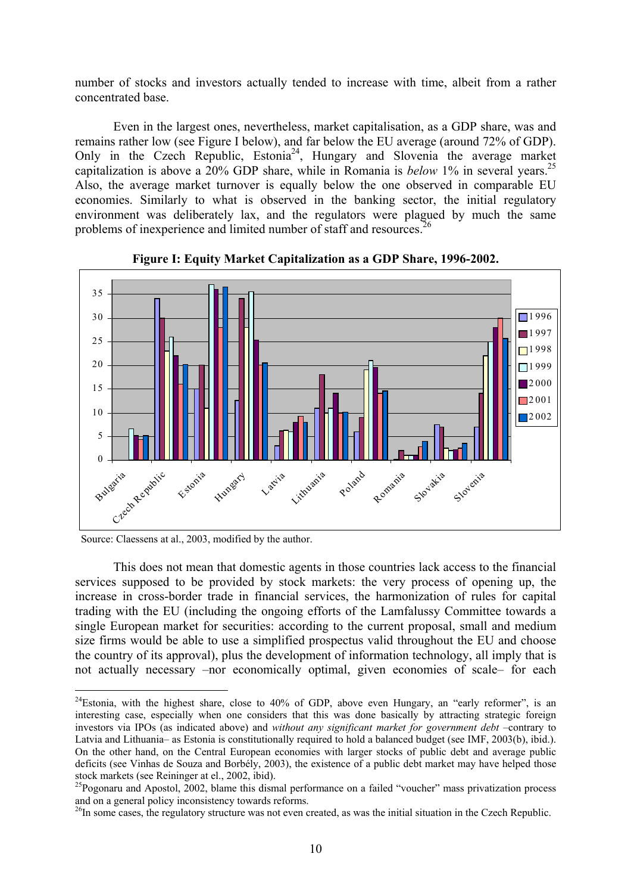number of stocks and investors actually tended to increase with time, albeit from a rather concentrated base.

Even in the largest ones, nevertheless, market capitalisation, as a GDP share, was and remains rather low (see Figure I below), and far below the EU average (around 72% of GDP). Only in the Czech Republic, Estonia[24], Hungary and Slovenia the average market capitalization is above a 20% GDP share, while in Romania is *below* 1% in several years.[25] Also, the average market turnover is equally below the one observed in comparable EU economies. Similarly to what is observed in the banking sector, the initial regulatory environment was deliberately lax, and the regulators were plagued by much the same problems of inexperience and limited number of staff and resources.[26]

**Figure I: Equity Market Capitalization as a GDP Share, 1996-2002.**

Source: Claessens at al., 2003, modified by the author.

This does not mean that domestic agents in those countries lack access to the financial services supposed to be provided by stock markets: the very process of opening up, the increase in cross-border trade in financial services, the harmonization of rules for capital trading with the EU (including the ongoing efforts of the Lamfalussy Committee towards a single European market for securities: according to the current proposal, small and medium size firms would be able to use a simplified prospectus valid throughout the EU and choose the country of its approval), plus the development of information technology, all imply that is not actually necessary –nor economically optimal, given economies of scale– for each

[24]Estonia, with the highest share, close to 40% of GDP, above even Hungary, an "early reformer", is an interesting case, especially when one considers that this was done basically by attracting strategic foreign investors via IPOs (as indicated above) and *without any significant market for government debt* –contrary to Latvia and Lithuania– as Estonia is constitutionally required to hold a balanced budget (see IMF, 2003(b), ibid.). On the other hand, on the Central European economies with larger stocks of public debt and average public deficits (see Vinhas de Souza and Borbély, 2003), the existence of a public debt market may have helped those stock markets (see Reininger at el., 2002, ibid).

[25]Pogonaru and Apostol, 2002, blame this dismal performance on a failed "voucher" mass privatization process and on a general policy inconsistency towards reforms.

[26]In some cases, the regulatory structure was not even created, as was the initial situation in the Czech Republic.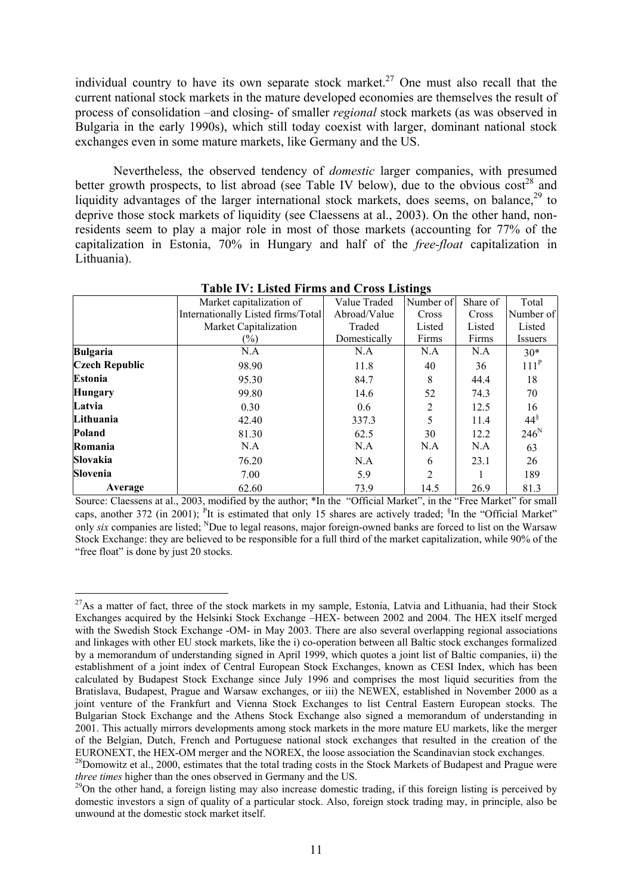individual country to have its own separate stock market.[27] One must also recall that the current national stock markets in the mature developed economies are themselves the result of process of consolidation –and closing- of smaller *regional* stock markets (as was observed in Bulgaria in the early 1990s), which still today coexist with larger, dominant national stock exchanges even in some mature markets, like Germany and the US.

Nevertheless, the observed tendency of *domestic* larger companies, with presumed better growth prospects, to list abroad (see Table IV below), due to the obvious cost[28] and liquidity advantages of the larger international stock markets, does seems, on balance,[29] to deprive those stock markets of liquidity (see Claessens at al., 2003). On the other hand, non-residents seem to play a major role in most of those markets (accounting for 77% of the capitalization in Estonia, 70% in Hungary and half of the *free-float* capitalization in Lithuania).

**Table IV: Listed Firms and Cross Listings**

| | Market capitalization of Internationally Listed firms/Total Market Capitalization (%) | Value Traded Abroad/Value Traded Domestically | Number of Cross Listed Firms | Share of Cross Listed Firms | Total Number of Listed Issuers |
|---|---|---|---|---|---|
| **Bulgaria** | N.A | N.A | N.A | N.A | 30* |
| **Czech Republic** | 98.90 | 11.8 | 40 | 36 | 111[P] |
| **Estonia** | 95.30 | 84.7 | 8 | 44.4 | 18 |
| **Hungary** | 99.80 | 14.6 | 52 | 74.3 | 70 |
| **Latvia** | 0.30 | 0.6 | 2 | 12.5 | 16 |
| **Lithuania** | 42.40 | 337.3 | 5 | 11.4 | 44[§] |
| **Poland** | 81.30 | 62.5 | 30 | 12.2 | 246[N] |
| **Romania** | N.A | N.A | N.A | N.A | 63 |
| **Slovakia** | 76.20 | N.A | 6 | 23.1 | 26 |
| **Slovenia** | 7.00 | 5.9 | 2 | 1 | 189 |
| **Average** | 62.60 | 73.9 | 14.5 | 26.9 | 81.3 |

Source: Claessens at al., 2003, modified by the author; *In the "Official Market", in the "Free Market" for small caps, another 372 (in 2001); [P]It is estimated that only 15 shares are actively traded; [§]In the "Official Market" only *six* companies are listed; [N]Due to legal reasons, major foreign-owned banks are forced to list on the Warsaw Stock Exchange: they are believed to be responsible for a full third of the market capitalization, while 90% of the "free float" is done by just 20 stocks.

---

[27]As a matter of fact, three of the stock markets in my sample, Estonia, Latvia and Lithuania, had their Stock Exchanges acquired by the Helsinki Stock Exchange –HEX- between 2002 and 2004. The HEX itself merged with the Swedish Stock Exchange -OM- in May 2003. There are also several overlapping regional associations and linkages with other EU stock markets, like the i) co-operation between all Baltic stock exchanges formalized by a memorandum of understanding signed in April 1999, which quotes a joint list of Baltic companies, ii) the establishment of a joint index of Central European Stock Exchanges, known as CESI Index, which has been calculated by Budapest Stock Exchange since July 1996 and comprises the most liquid securities from the Bratislava, Budapest, Prague and Warsaw exchanges, or iii) the NEWEX, established in November 2000 as a joint venture of the Frankfurt and Vienna Stock Exchanges to list Central Eastern European stocks. The Bulgarian Stock Exchange and the Athens Stock Exchange also signed a memorandum of understanding in 2001. This actually mirrors developments among stock markets in the more mature EU markets, like the merger of the Belgian, Dutch, French and Portuguese national stock exchanges that resulted in the creation of the EURONEXT, the HEX-OM merger and the NOREX, the loose association the Scandinavian stock exchanges.

[28]Domowitz et al., 2000, estimates that the total trading costs in the Stock Markets of Budapest and Prague were *three times* higher than the ones observed in Germany and the US.

[29]On the other hand, a foreign listing may also increase domestic trading, if this foreign listing is perceived by domestic investors a sign of quality of a particular stock. Also, foreign stock trading may, in principle, also be unwound at the domestic stock market itself.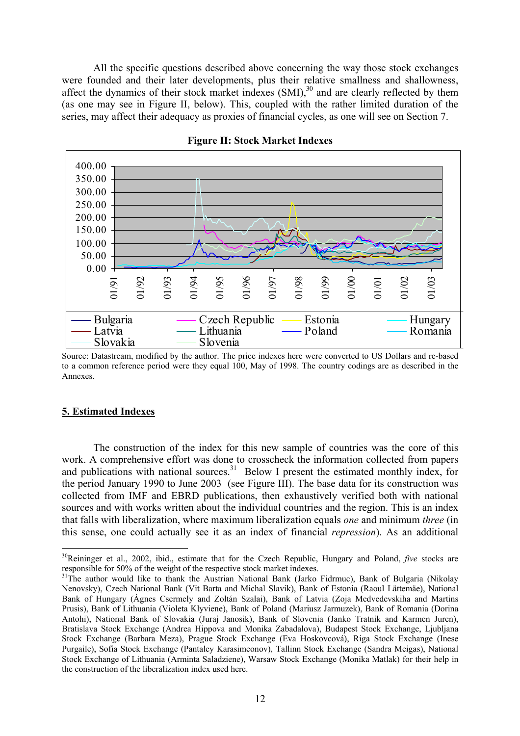All the specific questions described above concerning the way those stock exchanges were founded and their later developments, plus their relative smallness and shallowness, affect the dynamics of their stock market indexes (SMI),[30] and are clearly reflected by them (as one may see in Figure II, below). This, coupled with the rather limited duration of the series, may affect their adequacy as proxies of financial cycles, as one will see on Section 7.

**Figure II: Stock Market Indexes**

Source: Datastream, modified by the author. The price indexes here were converted to US Dollars and re-based to a common reference period were they equal 100, May of 1998. The country codings are as described in the Annexes.

## 5. Estimated Indexes

The construction of the index for this new sample of countries was the core of this work. A comprehensive effort was done to crosscheck the information collected from papers and publications with national sources.[31] Below I present the estimated monthly index, for the period January 1990 to June 2003 (see Figure III). The base data for its construction was collected from IMF and EBRD publications, then exhaustively verified both with national sources and with works written about the individual countries and the region. This is an index that falls with liberalization, where maximum liberalization equals *one* and minimum *three* (in this sense, one could actually see it as an index of financial *repression*). As an additional

---

[30] Reininger et al., 2002, ibid., estimate that for the Czech Republic, Hungary and Poland, *five* stocks are responsible for 50% of the weight of the respective stock market indexes.

[31] The author would like to thank the Austrian National Bank (Jarko Fidrmuc), Bank of Bulgaria (Nikolay Nenovsky), Czech National Bank (Vit Barta and Michal Slavik), Bank of Estonia (Raoul Lättemäe), National Bank of Hungary (Ágnes Csermely and Zoltán Szalai), Bank of Latvia (Zoja Medvedevskiha and Martins Prusis), Bank of Lithuania (Violeta Klyviene), Bank of Poland (Mariusz Jarmuzek), Bank of Romania (Dorina Antohi), National Bank of Slovakia (Juraj Janosik), Bank of Slovenia (Janko Tratnik and Karmen Juren), Bratislava Stock Exchange (Andrea Hippova and Monika Zabadalova), Budapest Stock Exchange, Ljubljana Stock Exchange (Barbara Meza), Prague Stock Exchange (Eva Hoskovcová), Riga Stock Exchange (Inese Purgaile), Sofia Stock Exchange (Pantaley Karasimeonov), Tallinn Stock Exchange (Sandra Meigas), National Stock Exchange of Lithuania (Arminta Saladziene), Warsaw Stock Exchange (Monika Matlak) for their help in the construction of the liberalization index used here.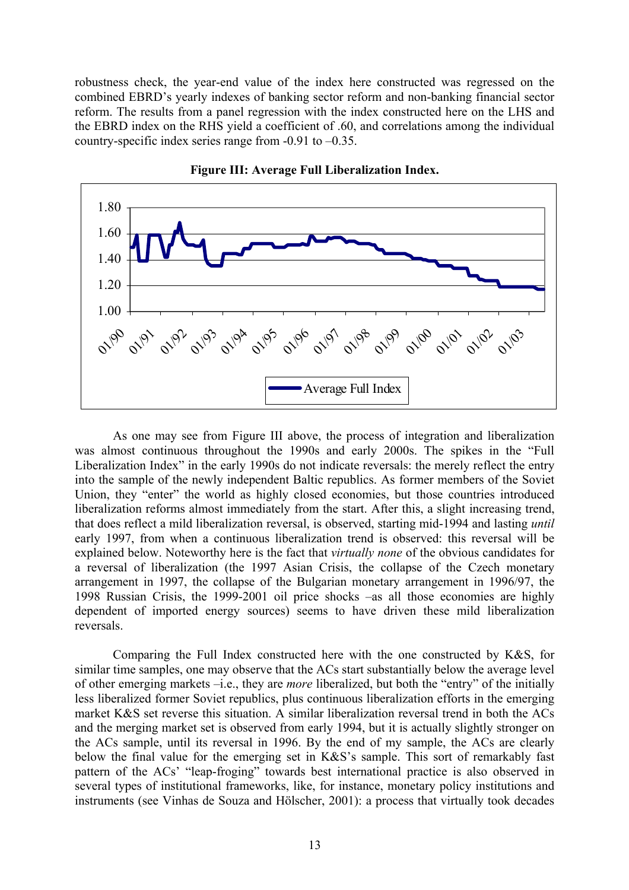robustness check, the year-end value of the index here constructed was regressed on the combined EBRD's yearly indexes of banking sector reform and non-banking financial sector reform. The results from a panel regression with the index constructed here on the LHS and the EBRD index on the RHS yield a coefficient of .60, and correlations among the individual country-specific index series range from -0.91 to –0.35.

**Figure III: Average Full Liberalization Index.**

As one may see from Figure III above, the process of integration and liberalization was almost continuous throughout the 1990s and early 2000s. The spikes in the "Full Liberalization Index" in the early 1990s do not indicate reversals: the merely reflect the entry into the sample of the newly independent Baltic republics. As former members of the Soviet Union, they "enter" the world as highly closed economies, but those countries introduced liberalization reforms almost immediately from the start. After this, a slight increasing trend, that does reflect a mild liberalization reversal, is observed, starting mid-1994 and lasting *until* early 1997, from when a continuous liberalization trend is observed: this reversal will be explained below. Noteworthy here is the fact that *virtually none* of the obvious candidates for a reversal of liberalization (the 1997 Asian Crisis, the collapse of the Czech monetary arrangement in 1997, the collapse of the Bulgarian monetary arrangement in 1996/97, the 1998 Russian Crisis, the 1999-2001 oil price shocks –as all those economies are highly dependent of imported energy sources) seems to have driven these mild liberalization reversals.

Comparing the Full Index constructed here with the one constructed by K&S, for similar time samples, one may observe that the ACs start substantially below the average level of other emerging markets –i.e., they are *more* liberalized, but both the "entry" of the initially less liberalized former Soviet republics, plus continuous liberalization efforts in the emerging market K&S set reverse this situation. A similar liberalization reversal trend in both the ACs and the merging market set is observed from early 1994, but it is actually slightly stronger on the ACs sample, until its reversal in 1996. By the end of my sample, the ACs are clearly below the final value for the emerging set in K&S's sample. This sort of remarkably fast pattern of the ACs' "leap-froging" towards best international practice is also observed in several types of institutional frameworks, like, for instance, monetary policy institutions and instruments (see Vinhas de Souza and Hölscher, 2001): a process that virtually took decades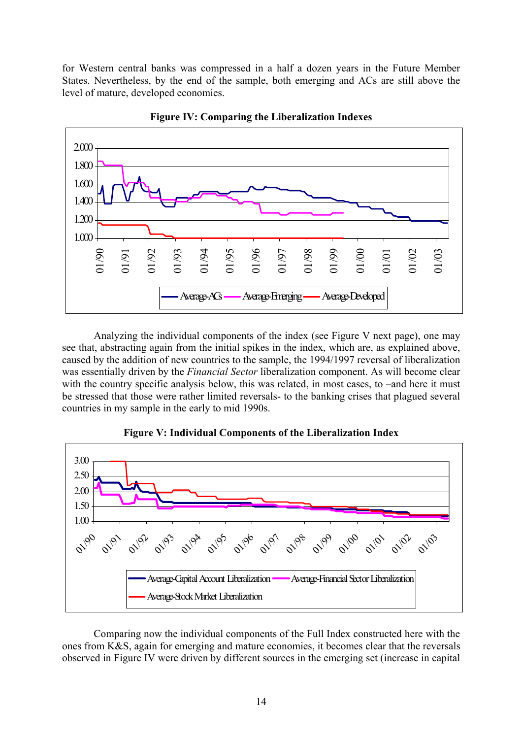for Western central banks was compressed in a half a dozen years in the Future Member States. Nevertheless, by the end of the sample, both emerging and ACs are still above the level of mature, developed economies.

**Figure IV: Comparing the Liberalization Indexes**

Analyzing the individual components of the index (see Figure V next page), one may see that, abstracting again from the initial spikes in the index, which are, as explained above, caused by the addition of new countries to the sample, the 1994/1997 reversal of liberalization was essentially driven by the *Financial Sector* liberalization component. As will become clear with the country specific analysis below, this was related, in most cases, to –and here it must be stressed that those were rather limited reversals- to the banking crises that plagued several countries in my sample in the early to mid 1990s.

**Figure V: Individual Components of the Liberalization Index**

Comparing now the individual components of the Full Index constructed here with the ones from K&S, again for emerging and mature economies, it becomes clear that the reversals observed in Figure IV were driven by different sources in the emerging set (increase in capital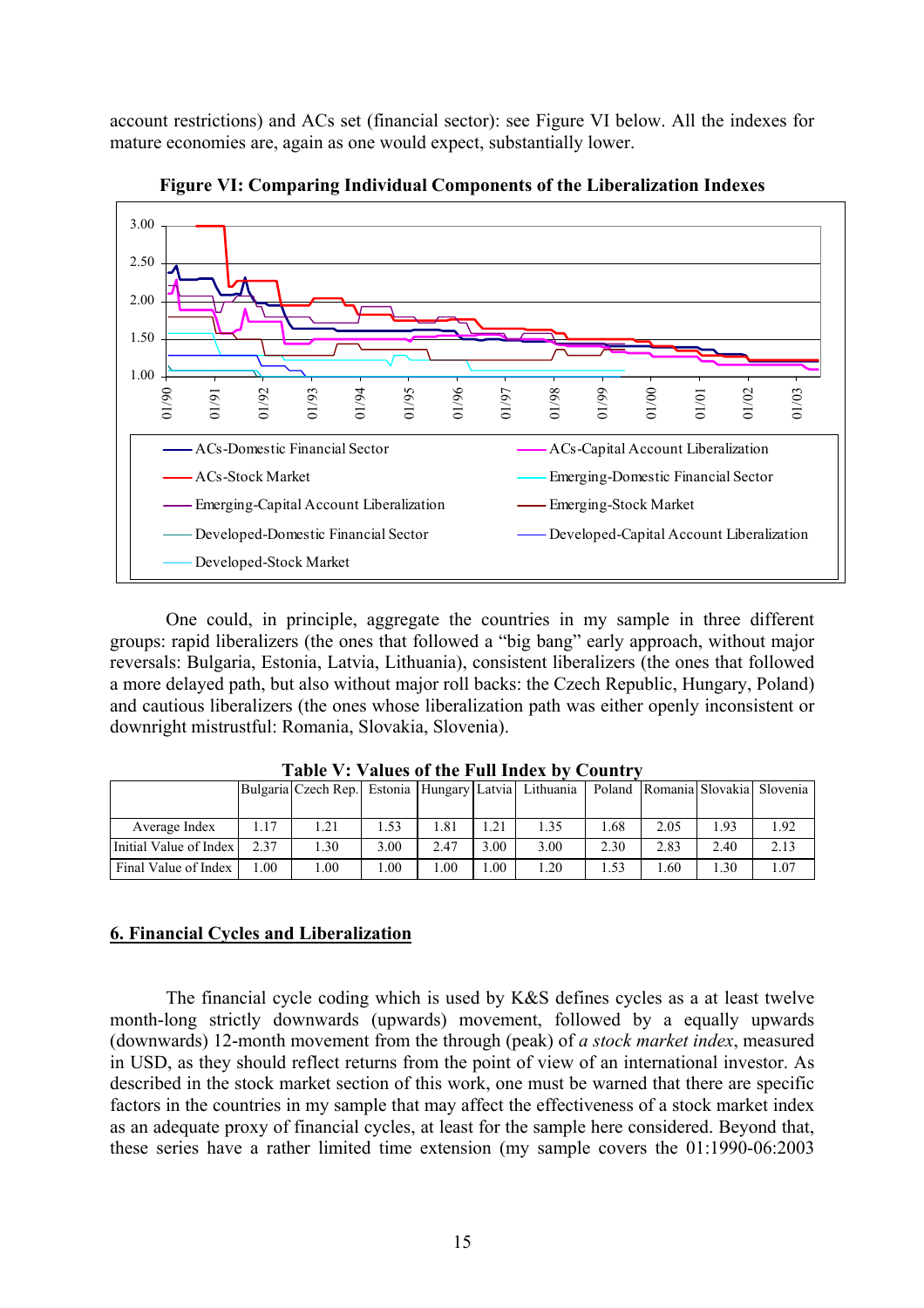account restrictions) and ACs set (financial sector): see Figure VI below. All the indexes for mature economies are, again as one would expect, substantially lower.

**Figure VI: Comparing Individual Components of the Liberalization Indexes**

One could, in principle, aggregate the countries in my sample in three different groups: rapid liberalizers (the ones that followed a "big bang" early approach, without major reversals: Bulgaria, Estonia, Latvia, Lithuania), consistent liberalizers (the ones that followed a more delayed path, but also without major roll backs: the Czech Republic, Hungary, Poland) and cautious liberalizers (the ones whose liberalization path was either openly inconsistent or downright mistrustful: Romania, Slovakia, Slovenia).

**Table V: Values of the Full Index by Country**

| | Bulgaria | Czech Rep. | Estonia | Hungary | Latvia | Lithuania | Poland | Romania | Slovakia | Slovenia |
|---|---|---|---|---|---|---|---|---|---|---|
| Average Index | 1.17 | 1.21 | 1.53 | 1.81 | 1.21 | 1.35 | 1.68 | 2.05 | 1.93 | 1.92 |
| Initial Value of Index | 2.37 | 1.30 | 3.00 | 2.47 | 3.00 | 3.00 | 2.30 | 2.83 | 2.40 | 2.13 |
| Final Value of Index | 1.00 | 1.00 | 1.00 | 1.00 | 1.00 | 1.20 | 1.53 | 1.60 | 1.30 | 1.07 |

## 6. Financial Cycles and Liberalization

The financial cycle coding which is used by K&S defines cycles as a at least twelve month-long strictly downwards (upwards) movement, followed by a equally upwards (downwards) 12-month movement from the through (peak) of *a stock market index*, measured in USD, as they should reflect returns from the point of view of an international investor. As described in the stock market section of this work, one must be warned that there are specific factors in the countries in my sample that may affect the effectiveness of a stock market index as an adequate proxy of financial cycles, at least for the sample here considered. Beyond that, these series have a rather limited time extension (my sample covers the 01:1990-06:2003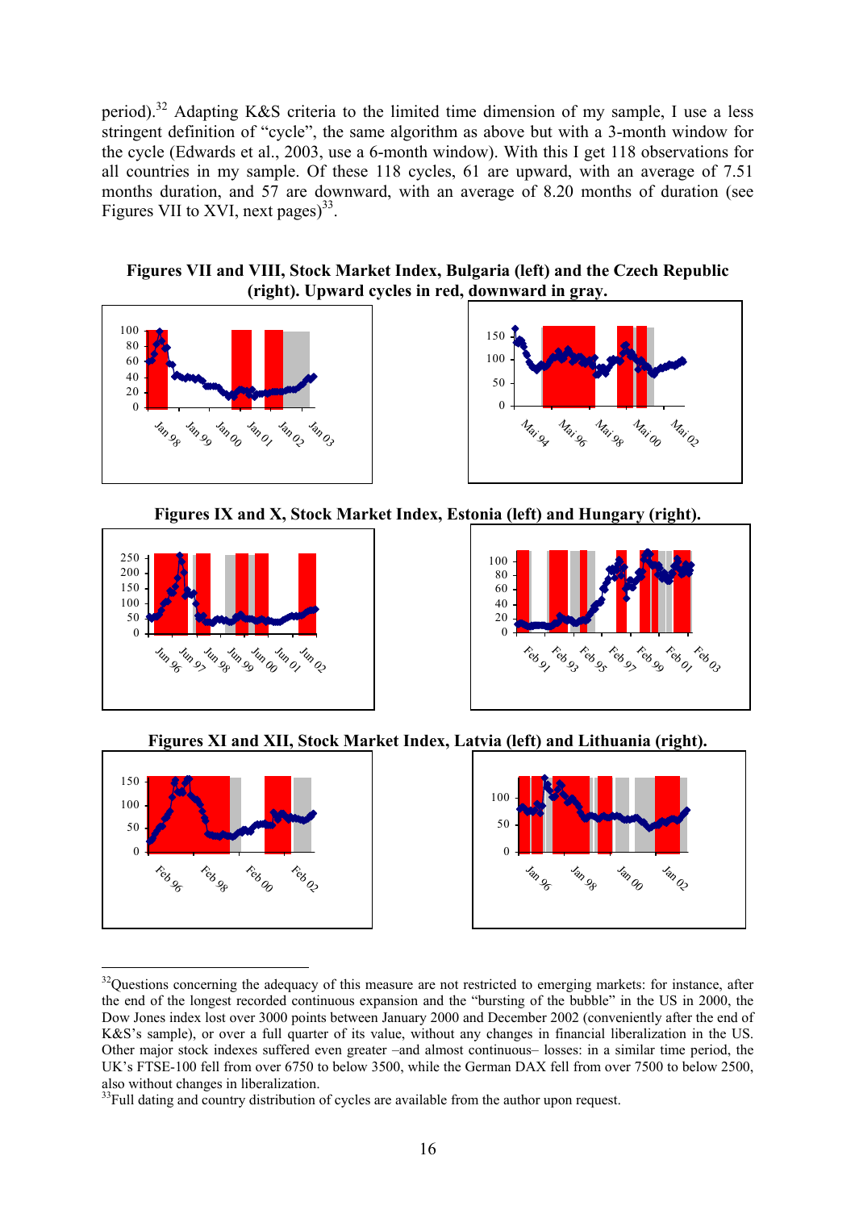period).[32] Adapting K&S criteria to the limited time dimension of my sample, I use a less stringent definition of "cycle", the same algorithm as above but with a 3-month window for the cycle (Edwards et al., 2003, use a 6-month window). With this I get 118 observations for all countries in my sample. Of these 118 cycles, 61 are upward, with an average of 7.51 months duration, and 57 are downward, with an average of 8.20 months of duration (see Figures VII to XVI, next pages)[33].

**Figures VII and VIII, Stock Market Index, Bulgaria (left) and the Czech Republic (right). Upward cycles in red, downward in gray.**

**Figures IX and X, Stock Market Index, Estonia (left) and Hungary (right).**

**Figures XI and XII, Stock Market Index, Latvia (left) and Lithuania (right).**

---

[32]Questions concerning the adequacy of this measure are not restricted to emerging markets: for instance, after the end of the longest recorded continuous expansion and the "bursting of the bubble" in the US in 2000, the Dow Jones index lost over 3000 points between January 2000 and December 2002 (conveniently after the end of K&S's sample), or over a full quarter of its value, without any changes in financial liberalization in the US. Other major stock indexes suffered even greater –and almost continuous– losses: in a similar time period, the UK's FTSE-100 fell from over 6750 to below 3500, while the German DAX fell from over 7500 to below 2500, also without changes in liberalization.

[33]Full dating and country distribution of cycles are available from the author upon request.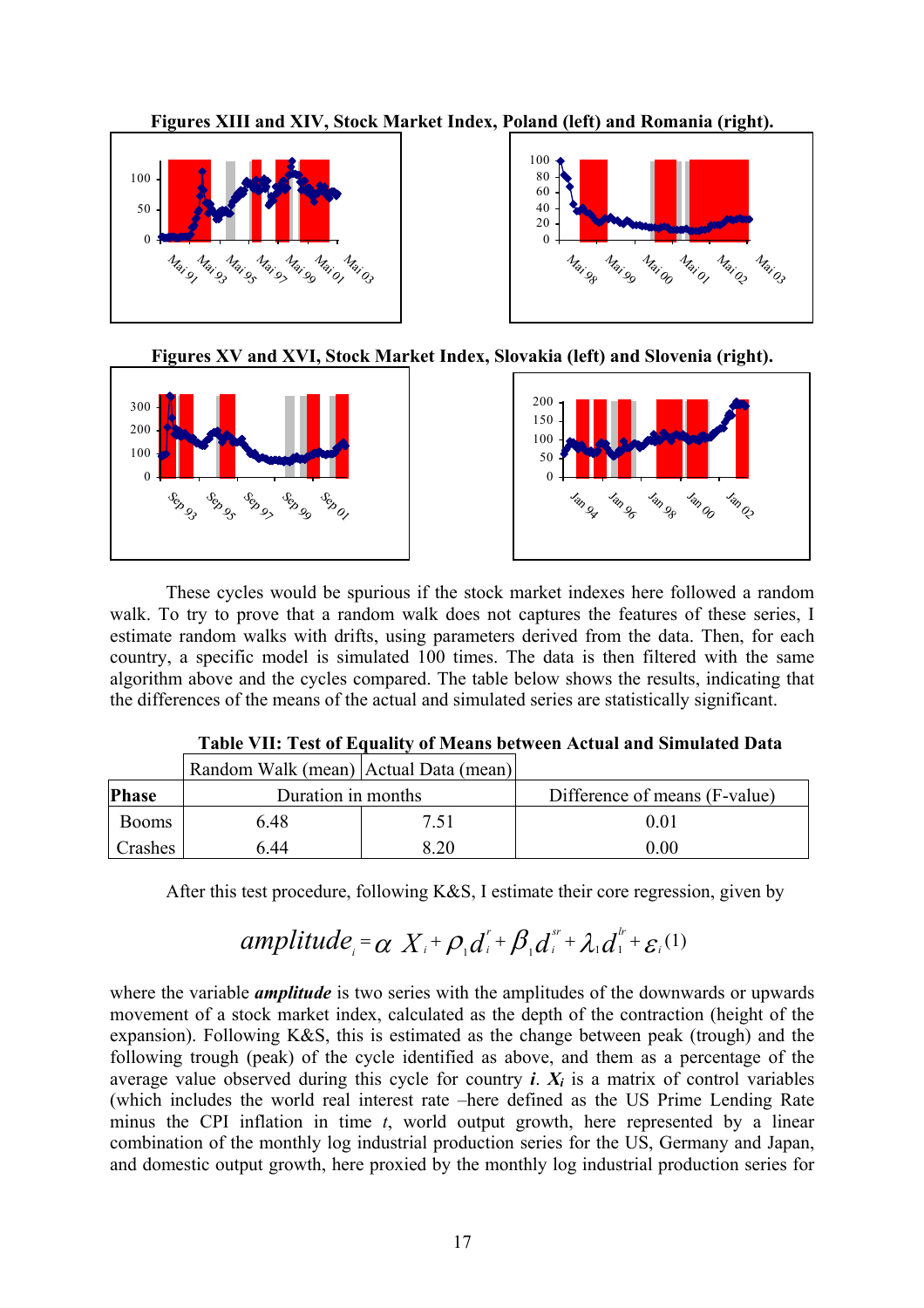**Figures XIII and XIV, Stock Market Index, Poland (left) and Romania (right).**

**Figures XV and XVI, Stock Market Index, Slovakia (left) and Slovenia (right).**

These cycles would be spurious if the stock market indexes here followed a random walk. To try to prove that a random walk does not captures the features of these series, I estimate random walks with drifts, using parameters derived from the data. Then, for each country, a specific model is simulated 100 times. The data is then filtered with the same algorithm above and the cycles compared. The table below shows the results, indicating that the differences of the means of the actual and simulated series are statistically significant.

**Table VII: Test of Equality of Means between Actual and Simulated Data**

| | Random Walk (mean) | Actual Data (mean) | |
|---|---|---|---|
| **Phase** | Duration in months | | Difference of means (F-value) |
| Booms | 6.48 | 7.51 | 0.01 |
| Crashes | 6.44 | 8.20 | 0.00 |

After this test procedure, following K&S, I estimate their core regression, given by

$$amplitude_i = \alpha\ X_i + \rho_1 d_i^r + \beta_1 d_i^{sr} + \lambda_1 d_1^{lr} + \varepsilon_i \quad (1)$$

where the variable ***amplitude*** is two series with the amplitudes of the downwards or upwards movement of a stock market index, calculated as the depth of the contraction (height of the expansion). Following K&S, this is estimated as the change between peak (trough) and the following trough (peak) of the cycle identified as above, and them as a percentage of the average value observed during this cycle for country ***i***. $X_i$ is a matrix of control variables (which includes the world real interest rate –here defined as the US Prime Lending Rate minus the CPI inflation in time *t*, world output growth, here represented by a linear combination of the monthly log industrial production series for the US, Germany and Japan, and domestic output growth, here proxied by the monthly log industrial production series for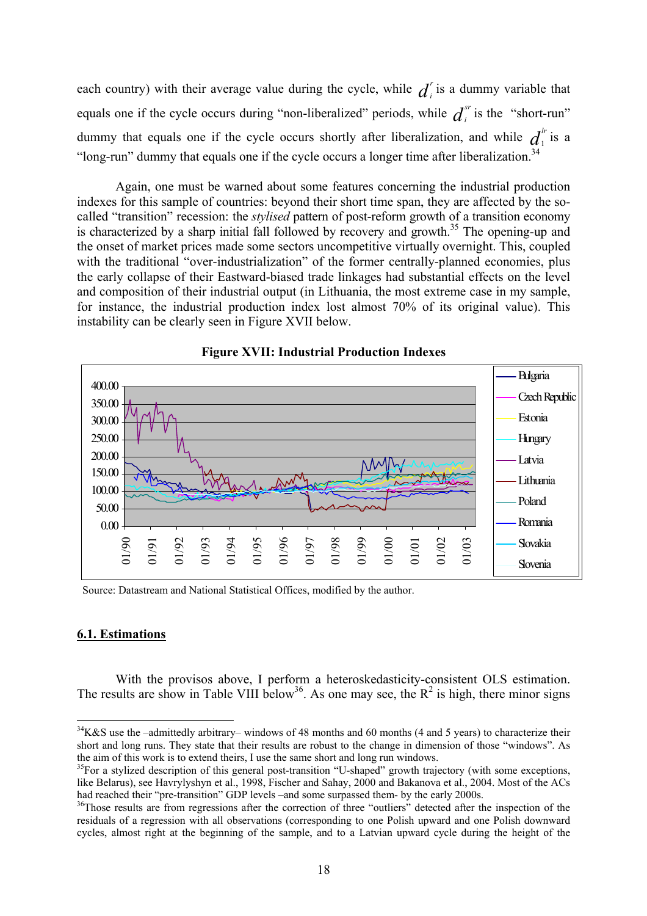each country) with their average value during the cycle, while $d_i^r$ is a dummy variable that equals one if the cycle occurs during "non-liberalized" periods, while $d_i^{sr}$ is the "short-run" dummy that equals one if the cycle occurs shortly after liberalization, and while $d_1^{lr}$ is a "long-run" dummy that equals one if the cycle occurs a longer time after liberalization.[34]

Again, one must be warned about some features concerning the industrial production indexes for this sample of countries: beyond their short time span, they are affected by the so-called "transition" recession: the *stylised* pattern of post-reform growth of a transition economy is characterized by a sharp initial fall followed by recovery and growth.[35] The opening-up and the onset of market prices made some sectors uncompetitive virtually overnight. This, coupled with the traditional "over-industrialization" of the former centrally-planned economies, plus the early collapse of their Eastward-biased trade linkages had substantial effects on the level and composition of their industrial output (in Lithuania, the most extreme case in my sample, for instance, the industrial production index lost almost 70% of its original value). This instability can be clearly seen in Figure XVII below.

**Figure XVII: Industrial Production Indexes**

Source: Datastream and National Statistical Offices, modified by the author.

## 6.1. Estimations

With the provisos above, I perform a heteroskedasticity-consistent OLS estimation. The results are show in Table VIII below[36]. As one may see, the $R^2$ is high, there minor signs

---

[34] K&S use the –admittedly arbitrary– windows of 48 months and 60 months (4 and 5 years) to characterize their short and long runs. They state that their results are robust to the change in dimension of those "windows". As the aim of this work is to extend theirs, I use the same short and long run windows.

[35] For a stylized description of this general post-transition "U-shaped" growth trajectory (with some exceptions, like Belarus), see Havrylyshyn et al., 1998, Fischer and Sahay, 2000 and Bakanova et al., 2004. Most of the ACs had reached their "pre-transition" GDP levels –and some surpassed them- by the early 2000s.

[36] Those results are from regressions after the correction of three "outliers" detected after the inspection of the residuals of a regression with all observations (corresponding to one Polish upward and one Polish downward cycles, almost right at the beginning of the sample, and to a Latvian upward cycle during the height of the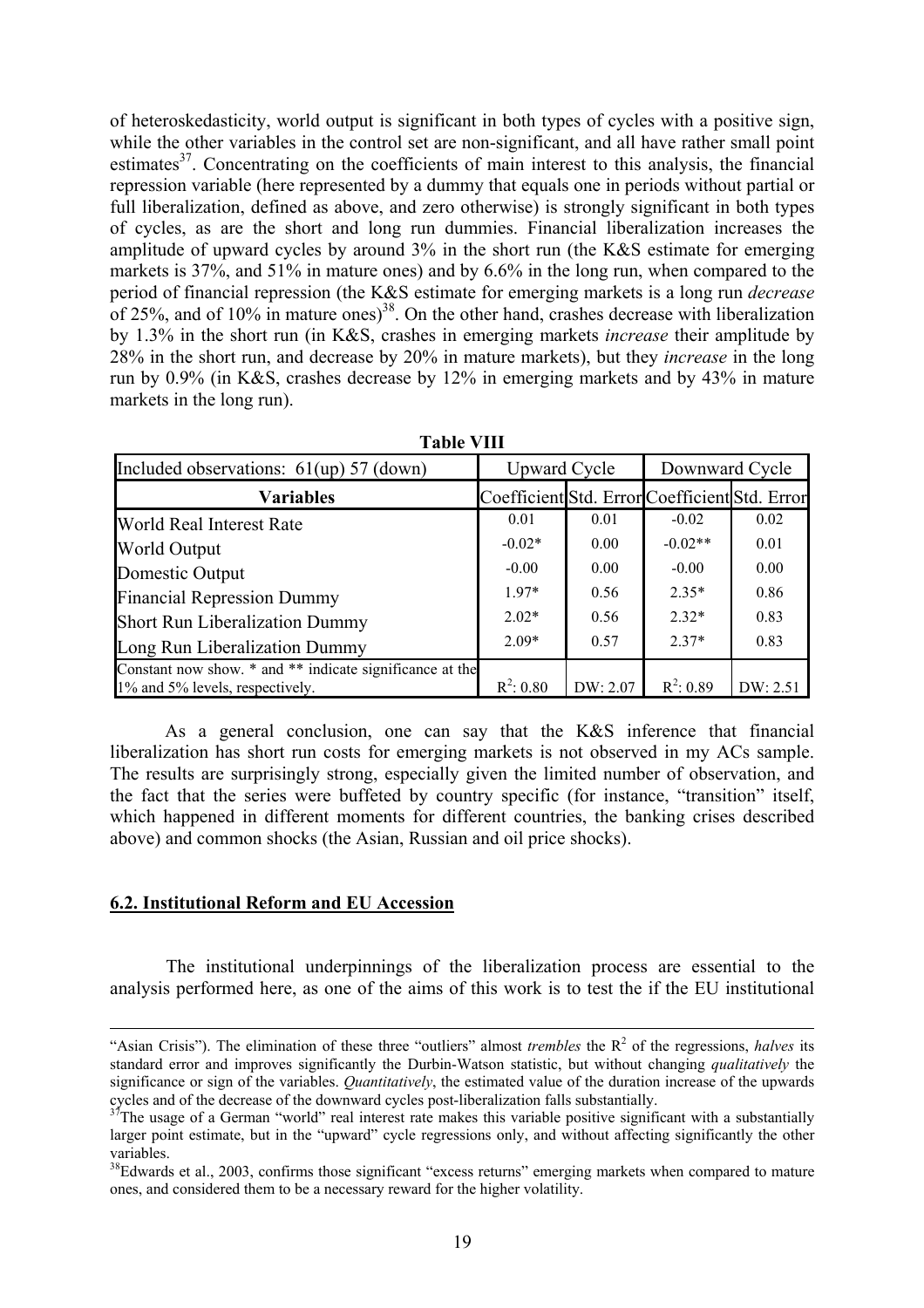of heteroskedasticity, world output is significant in both types of cycles with a positive sign, while the other variables in the control set are non-significant, and all have rather small point estimates[37]. Concentrating on the coefficients of main interest to this analysis, the financial repression variable (here represented by a dummy that equals one in periods without partial or full liberalization, defined as above, and zero otherwise) is strongly significant in both types of cycles, as are the short and long run dummies. Financial liberalization increases the amplitude of upward cycles by around 3% in the short run (the K&S estimate for emerging markets is 37%, and 51% in mature ones) and by 6.6% in the long run, when compared to the period of financial repression (the K&S estimate for emerging markets is a long run *decrease* of 25%, and of 10% in mature ones)[38]. On the other hand, crashes decrease with liberalization by 1.3% in the short run (in K&S, crashes in emerging markets *increase* their amplitude by 28% in the short run, and decrease by 20% in mature markets), but they *increase* in the long run by 0.9% (in K&S, crashes decrease by 12% in emerging markets and by 43% in mature markets in the long run).

**Table VIII**

| Included observations: 61(up) 57 (down) | Upward Cycle | | Downward Cycle | |
|---|---|---|---|---|
| **Variables** | Coefficient | Std. Error | Coefficient | Std. Error |
| World Real Interest Rate | 0.01 | 0.01 | -0.02 | 0.02 |
| World Output | -0.02* | 0.00 | -0.02** | 0.01 |
| Domestic Output | -0.00 | 0.00 | -0.00 | 0.00 |
| Financial Repression Dummy | 1.97* | 0.56 | 2.35* | 0.86 |
| Short Run Liberalization Dummy | 2.02* | 0.56 | 2.32* | 0.83 |
| Long Run Liberalization Dummy | 2.09* | 0.57 | 2.37* | 0.83 |
| Constant now show. * and ** indicate significance at the 1% and 5% levels, respectively. | $R^2$: 0.80 | DW: 2.07 | $R^2$: 0.89 | DW: 2.51 |

As a general conclusion, one can say that the K&S inference that financial liberalization has short run costs for emerging markets is not observed in my ACs sample. The results are surprisingly strong, especially given the limited number of observation, and the fact that the series were buffeted by country specific (for instance, "transition" itself, which happened in different moments for different countries, the banking crises described above) and common shocks (the Asian, Russian and oil price shocks).

## 6.2. Institutional Reform and EU Accession

The institutional underpinnings of the liberalization process are essential to the analysis performed here, as one of the aims of this work is to test the if the EU institutional

---

"Asian Crisis"). The elimination of these three "outliers" almost *trembles* the $R^2$ of the regressions, *halves* its standard error and improves significantly the Durbin-Watson statistic, but without changing *qualitatively* the significance or sign of the variables. *Quantitatively*, the estimated value of the duration increase of the upwards cycles and of the decrease of the downward cycles post-liberalization falls substantially.

[37] The usage of a German "world" real interest rate makes this variable positive significant with a substantially larger point estimate, but in the "upward" cycle regressions only, and without affecting significantly the other variables.

[38] Edwards et al., 2003, confirms those significant "excess returns" emerging markets when compared to mature ones, and considered them to be a necessary reward for the higher volatility.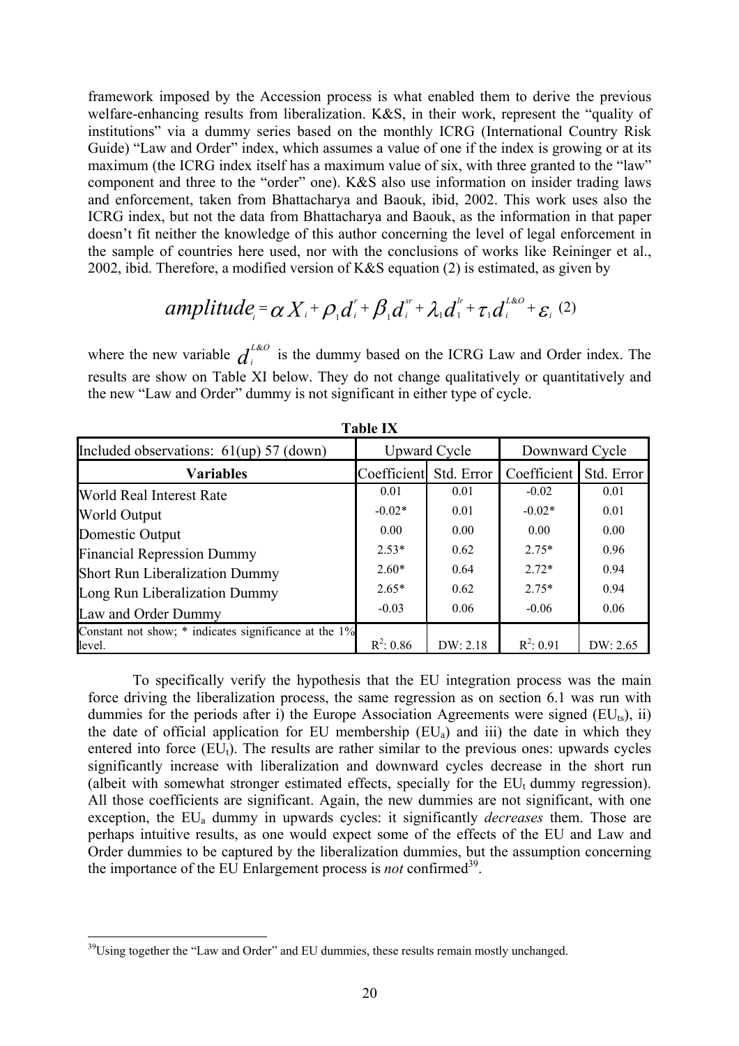framework imposed by the Accession process is what enabled them to derive the previous welfare-enhancing results from liberalization. K&S, in their work, represent the "quality of institutions" via a dummy series based on the monthly ICRG (International Country Risk Guide) "Law and Order" index, which assumes a value of one if the index is growing or at its maximum (the ICRG index itself has a maximum value of six, with three granted to the "law" component and three to the "order" one). K&S also use information on insider trading laws and enforcement, taken from Bhattacharya and Baouk, ibid, 2002. This work uses also the ICRG index, but not the data from Bhattacharya and Baouk, as the information in that paper doesn't fit neither the knowledge of this author concerning the level of legal enforcement in the sample of countries here used, nor with the conclusions of works like Reininger et al., 2002, ibid. Therefore, a modified version of K&S equation (2) is estimated, as given by

$$amplitude_i = \alpha X_i + \rho_1 d_i^r + \beta_1 d_i^{sr} + \lambda_1 d_1^{lr} + \tau_1 d_i^{L\&O} + \varepsilon_i \quad (2)$$

where the new variable $d_i^{L\&O}$ is the dummy based on the ICRG Law and Order index. The results are show on Table XI below. They do not change qualitatively or quantitatively and the new "Law and Order" dummy is not significant in either type of cycle.

**Table IX**

| Included observations: 61(up) 57 (down) | Upward Cycle | | Downward Cycle | |
|---|---|---|---|---|
| **Variables** | Coefficient | Std. Error | Coefficient | Std. Error |
| World Real Interest Rate | 0.01 | 0.01 | -0.02 | 0.01 |
| World Output | -0.02* | 0.01 | -0.02* | 0.01 |
| Domestic Output | 0.00 | 0.00 | 0.00 | 0.00 |
| Financial Repression Dummy | 2.53* | 0.62 | 2.75* | 0.96 |
| Short Run Liberalization Dummy | 2.60* | 0.64 | 2.72* | 0.94 |
| Long Run Liberalization Dummy | 2.65* | 0.62 | 2.75* | 0.94 |
| Law and Order Dummy | -0.03 | 0.06 | -0.06 | 0.06 |
| Constant not show; * indicates significance at the 1% level. | $R^2$: 0.86 | DW: 2.18 | $R^2$: 0.91 | DW: 2.65 |

To specifically verify the hypothesis that the EU integration process was the main force driving the liberalization process, the same regression as on section 6.1 was run with dummies for the periods after i) the Europe Association Agreements were signed ($EU_{ts}$), ii) the date of official application for EU membership ($EU_a$) and iii) the date in which they entered into force ($EU_t$). The results are rather similar to the previous ones: upwards cycles significantly increase with liberalization and downward cycles decrease in the short run (albeit with somewhat stronger estimated effects, specially for the $EU_t$ dummy regression). All those coefficients are significant. Again, the new dummies are not significant, with one exception, the $EU_a$ dummy in upwards cycles: it significantly *decreases* them. Those are perhaps intuitive results, as one would expect some of the effects of the EU and Law and Order dummies to be captured by the liberalization dummies, but the assumption concerning the importance of the EU Enlargement process is *not* confirmed[39].

[39]Using together the "Law and Order" and EU dummies, these results remain mostly unchanged.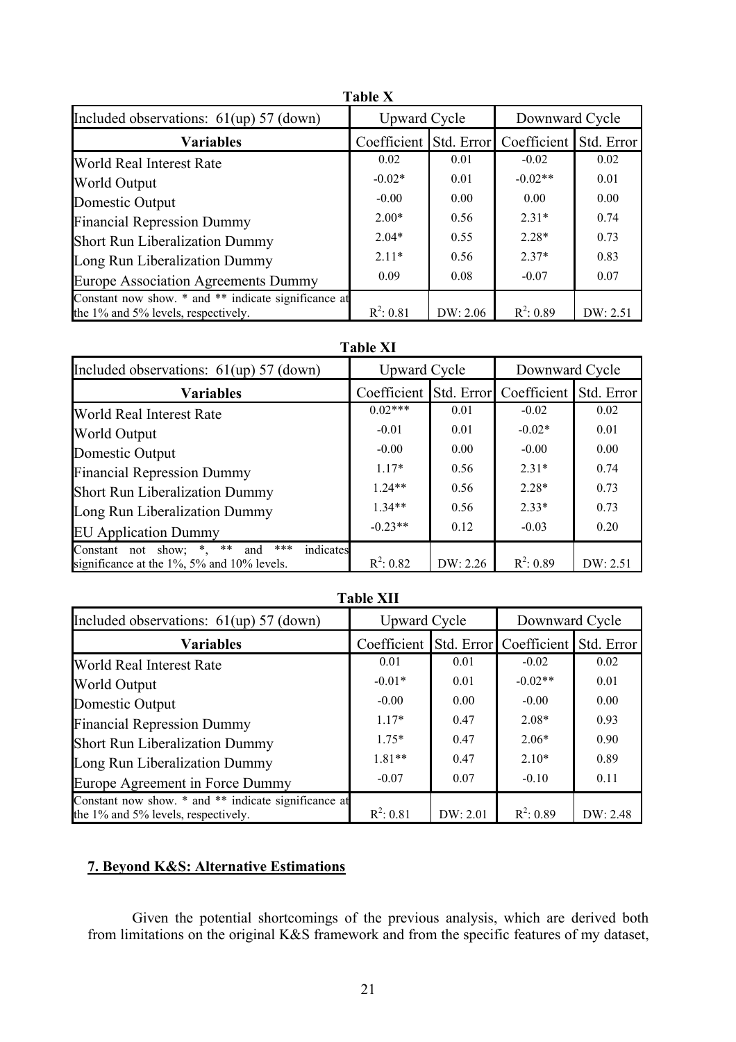**Table X**

| Included observations: 61(up) 57 (down) | Upward Cycle | | Downward Cycle | |
|---|---|---|---|---|
| **Variables** | Coefficient | Std. Error | Coefficient | Std. Error |
| World Real Interest Rate | 0.02 | 0.01 | -0.02 | 0.02 |
| World Output | -0.02* | 0.01 | -0.02** | 0.01 |
| Domestic Output | -0.00 | 0.00 | 0.00 | 0.00 |
| Financial Repression Dummy | 2.00* | 0.56 | 2.31* | 0.74 |
| Short Run Liberalization Dummy | 2.04* | 0.55 | 2.28* | 0.73 |
| Long Run Liberalization Dummy | 2.11* | 0.56 | 2.37* | 0.83 |
| Europe Association Agreements Dummy | 0.09 | 0.08 | -0.07 | 0.07 |
| Constant now show. * and ** indicate significance at the 1% and 5% levels, respectively. | $R^2$: 0.81 | DW: 2.06 | $R^2$: 0.89 | DW: 2.51 |

**Table XI**

| Included observations: 61(up) 57 (down) | Upward Cycle | | Downward Cycle | |
|---|---|---|---|---|
| **Variables** | Coefficient | Std. Error | Coefficient | Std. Error |
| World Real Interest Rate | 0.02*** | 0.01 | -0.02 | 0.02 |
| World Output | -0.01 | 0.01 | -0.02* | 0.01 |
| Domestic Output | -0.00 | 0.00 | -0.00 | 0.00 |
| Financial Repression Dummy | 1.17* | 0.56 | 2.31* | 0.74 |
| Short Run Liberalization Dummy | 1.24** | 0.56 | 2.28* | 0.73 |
| Long Run Liberalization Dummy | 1.34** | 0.56 | 2.33* | 0.73 |
| EU Application Dummy | -0.23** | 0.12 | -0.03 | 0.20 |
| Constant not show; *, ** and *** indicates significance at the 1%, 5% and 10% levels. | $R^2$: 0.82 | DW: 2.26 | $R^2$: 0.89 | DW: 2.51 |

**Table XII**

| Included observations: 61(up) 57 (down) | Upward Cycle | | Downward Cycle | |
|---|---|---|---|---|
| **Variables** | Coefficient | Std. Error | Coefficient | Std. Error |
| World Real Interest Rate | 0.01 | 0.01 | -0.02 | 0.02 |
| World Output | -0.01* | 0.01 | -0.02** | 0.01 |
| Domestic Output | -0.00 | 0.00 | -0.00 | 0.00 |
| Financial Repression Dummy | 1.17* | 0.47 | 2.08* | 0.93 |
| Short Run Liberalization Dummy | 1.75* | 0.47 | 2.06* | 0.90 |
| Long Run Liberalization Dummy | 1.81** | 0.47 | 2.10* | 0.89 |
| Europe Agreement in Force Dummy | -0.07 | 0.07 | -0.10 | 0.11 |
| Constant now show. * and ** indicate significance at the 1% and 5% levels, respectively. | $R^2$: 0.81 | DW: 2.01 | $R^2$: 0.89 | DW: 2.48 |

## 7. Beyond K&S: Alternative Estimations

Given the potential shortcomings of the previous analysis, which are derived both from limitations on the original K&S framework and from the specific features of my dataset,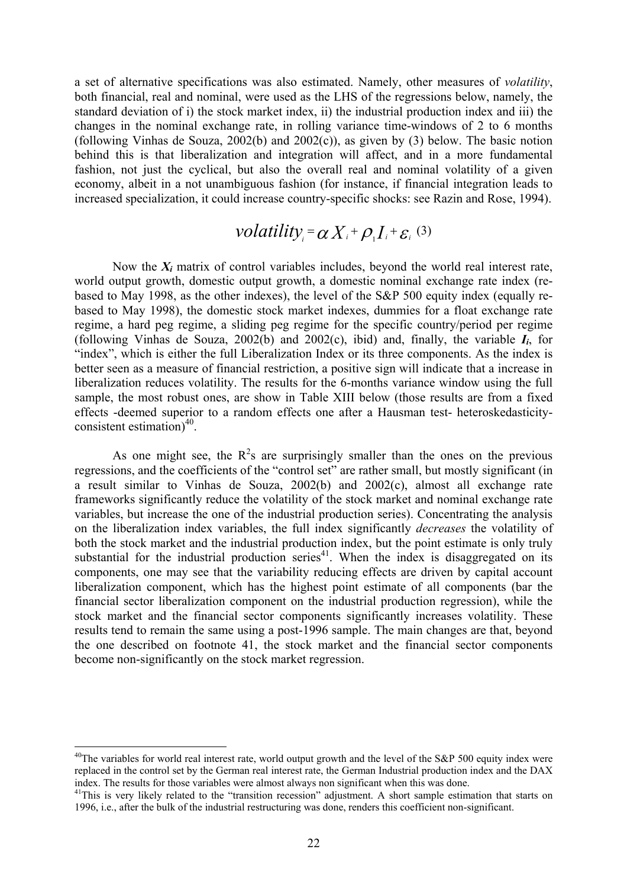a set of alternative specifications was also estimated. Namely, other measures of *volatility*, both financial, real and nominal, were used as the LHS of the regressions below, namely, the standard deviation of i) the stock market index, ii) the industrial production index and iii) the changes in the nominal exchange rate, in rolling variance time-windows of 2 to 6 months (following Vinhas de Souza, 2002(b) and 2002(c)), as given by (3) below. The basic notion behind this is that liberalization and integration will affect, and in a more fundamental fashion, not just the cyclical, but also the overall real and nominal volatility of a given economy, albeit in a not unambiguous fashion (for instance, if financial integration leads to increased specialization, it could increase country-specific shocks: see Razin and Rose, 1994).

$$volatility_i = \alpha X_i + \rho_1 I_i + \varepsilon_i \quad (3)$$

Now the $\boldsymbol{X_i}$ matrix of control variables includes, beyond the world real interest rate, world output growth, domestic output growth, a domestic nominal exchange rate index (re-based to May 1998, as the other indexes), the level of the S&P 500 equity index (equally re-based to May 1998), the domestic stock market indexes, dummies for a float exchange rate regime, a hard peg regime, a sliding peg regime for the specific country/period per regime (following Vinhas de Souza, 2002(b) and 2002(c), ibid) and, finally, the variable $\boldsymbol{I_i}$, for "index", which is either the full Liberalization Index or its three components. As the index is better seen as a measure of financial restriction, a positive sign will indicate that a increase in liberalization reduces volatility. The results for the 6-months variance window using the full sample, the most robust ones, are show in Table XIII below (those results are from a fixed effects -deemed superior to a random effects one after a Hausman test- heteroskedasticity-consistent estimation)[40].

As one might see, the $R^2$s are surprisingly smaller than the ones on the previous regressions, and the coefficients of the "control set" are rather small, but mostly significant (in a result similar to Vinhas de Souza, 2002(b) and 2002(c), almost all exchange rate frameworks significantly reduce the volatility of the stock market and nominal exchange rate variables, but increase the one of the industrial production series). Concentrating the analysis on the liberalization index variables, the full index significantly *decreases* the volatility of both the stock market and the industrial production index, but the point estimate is only truly substantial for the industrial production series[41]. When the index is disaggregated on its components, one may see that the variability reducing effects are driven by capital account liberalization component, which has the highest point estimate of all components (bar the financial sector liberalization component on the industrial production regression), while the stock market and the financial sector components significantly increases volatility. These results tend to remain the same using a post-1996 sample. The main changes are that, beyond the one described on footnote 41, the stock market and the financial sector components become non-significantly on the stock market regression.

---

[40] The variables for world real interest rate, world output growth and the level of the S&P 500 equity index were replaced in the control set by the German real interest rate, the German Industrial production index and the DAX index. The results for those variables were almost always non significant when this was done.

[41] This is very likely related to the "transition recession" adjustment. A short sample estimation that starts on 1996, i.e., after the bulk of the industrial restructuring was done, renders this coefficient non-significant.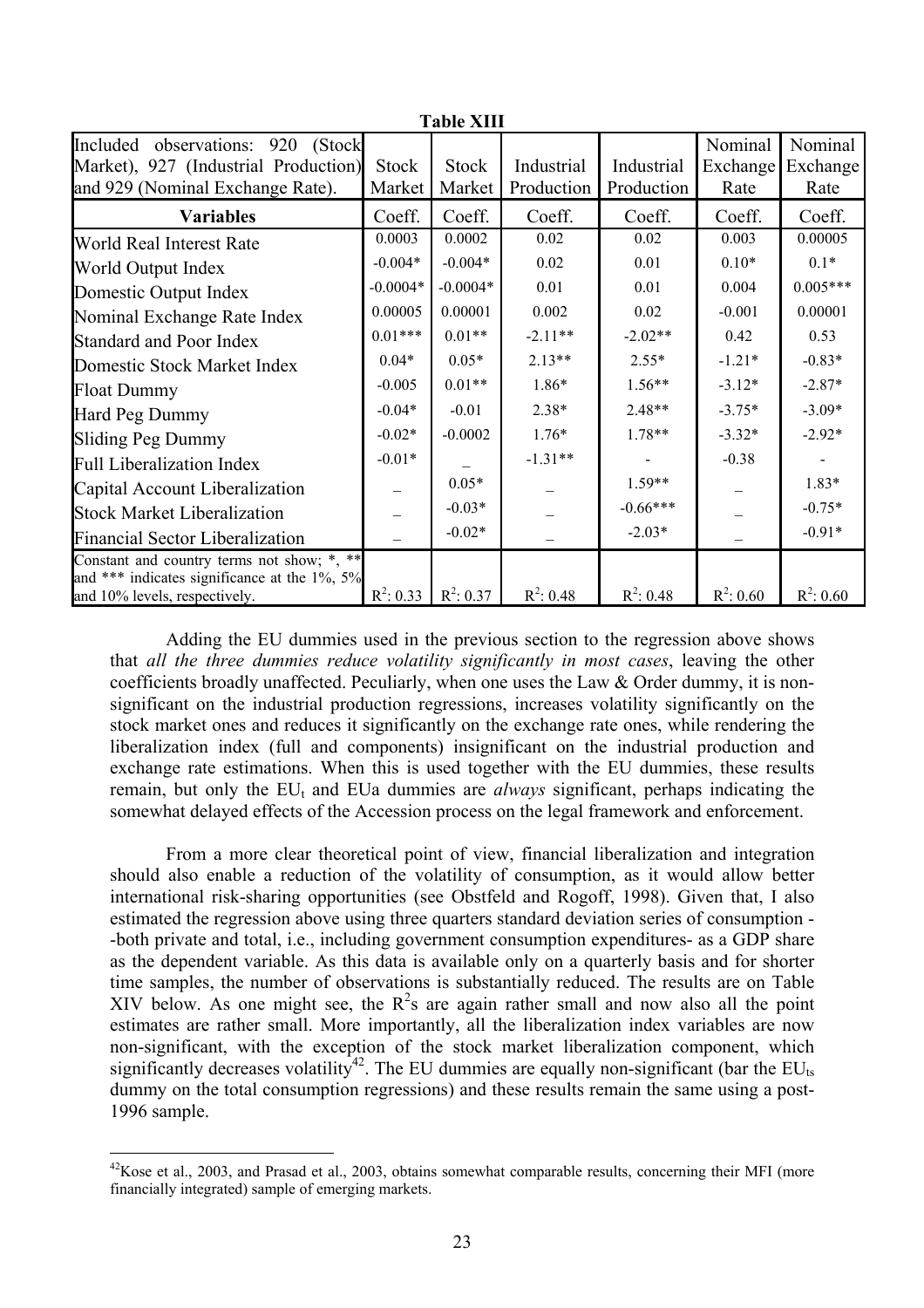**Table XIII**

| Included observations: 920 (Stock Market), 927 (Industrial Production) and 929 (Nominal Exchange Rate). | Stock Market | Stock Market | Industrial Production | Industrial Production | Nominal Exchange Rate | Nominal Exchange Rate |
|---|---|---|---|---|---|---|
| **Variables** | Coeff. | Coeff. | Coeff. | Coeff. | Coeff. | Coeff. |
| World Real Interest Rate | 0.0003 | 0.0002 | 0.02 | 0.02 | 0.003 | 0.00005 |
| World Output Index | -0.004* | -0.004* | 0.02 | 0.01 | 0.10* | 0.1* |
| Domestic Output Index | -0.0004* | -0.0004* | 0.01 | 0.01 | 0.004 | 0.005*** |
| Nominal Exchange Rate Index | 0.00005 | 0.00001 | 0.002 | 0.02 | -0.001 | 0.00001 |
| Standard and Poor Index | 0.01*** | 0.01** | -2.11** | -2.02** | 0.42 | 0.53 |
| Domestic Stock Market Index | 0.04* | 0.05* | 2.13** | 2.55* | -1.21* | -0.83* |
| Float Dummy | -0.005 | 0.01** | 1.86* | 1.56** | -3.12* | -2.87* |
| Hard Peg Dummy | -0.04* | -0.01 | 2.38* | 2.48** | -3.75* | -3.09* |
| Sliding Peg Dummy | -0.02* | -0.0002 | 1.76* | 1.78** | -3.32* | -2.92* |
| Full Liberalization Index | -0.01* | _ | -1.31** | - | -0.38 | - |
| Capital Account Liberalization | _ | 0.05* | _ | 1.59** | _ | 1.83* |
| Stock Market Liberalization | _ | -0.03* | _ | -0.66*** | _ | -0.75* |
| Financial Sector Liberalization | _ | -0.02* | _ | -2.03* | _ | -0.91* |
| Constant and country terms not show; *, ** and *** indicates significance at the 1%, 5% and 10% levels, respectively. | $R^2$: 0.33 | $R^2$: 0.37 | $R^2$: 0.48 | $R^2$: 0.48 | $R^2$: 0.60 | $R^2$: 0.60 |

Adding the EU dummies used in the previous section to the regression above shows that *all the three dummies reduce volatility significantly in most cases*, leaving the other coefficients broadly unaffected. Peculiarly, when one uses the Law & Order dummy, it is non-significant on the industrial production regressions, increases volatility significantly on the stock market ones and reduces it significantly on the exchange rate ones, while rendering the liberalization index (full and components) insignificant on the industrial production and exchange rate estimations. When this is used together with the EU dummies, these results remain, but only the $EU_t$ and EUa dummies are *always* significant, perhaps indicating the somewhat delayed effects of the Accession process on the legal framework and enforcement.

From a more clear theoretical point of view, financial liberalization and integration should also enable a reduction of the volatility of consumption, as it would allow better international risk-sharing opportunities (see Obstfeld and Rogoff, 1998). Given that, I also estimated the regression above using three quarters standard deviation series of consumption --both private and total, i.e., including government consumption expenditures- as a GDP share as the dependent variable. As this data is available only on a quarterly basis and for shorter time samples, the number of observations is substantially reduced. The results are on Table XIV below. As one might see, the $R^2$s are again rather small and now also all the point estimates are rather small. More importantly, all the liberalization index variables are now non-significant, with the exception of the stock market liberalization component, which significantly decreases volatility[42]. The EU dummies are equally non-significant (bar the $EU_{ts}$ dummy on the total consumption regressions) and these results remain the same using a post-1996 sample.

[42]Kose et al., 2003, and Prasad et al., 2003, obtains somewhat comparable results, concerning their MFI (more financially integrated) sample of emerging markets.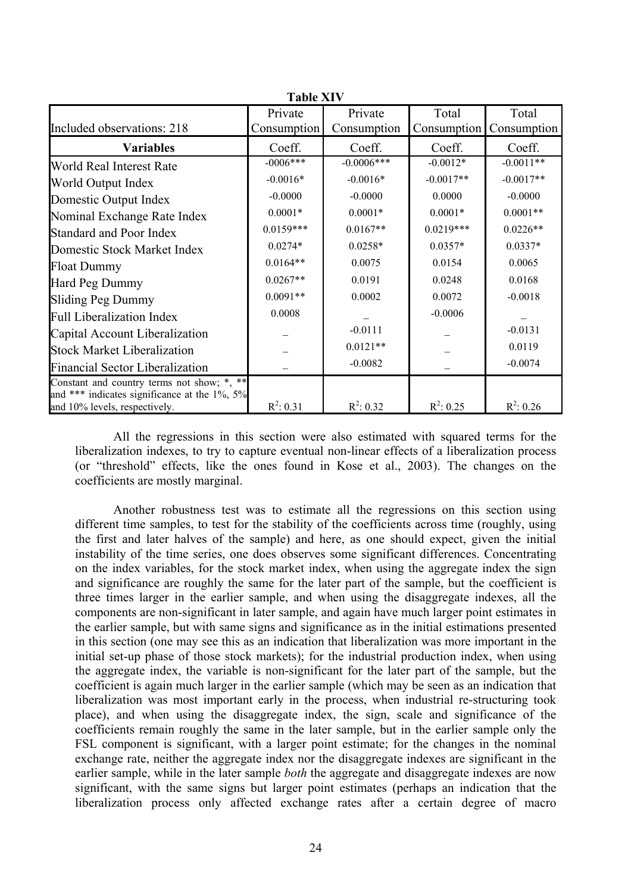**Table XIV**

| Included observations: 218 | Private Consumption | Private Consumption | Total Consumption | Total Consumption |
|---|---|---|---|---|
| **Variables** | Coeff. | Coeff. | Coeff. | Coeff. |
| World Real Interest Rate | -0006*** | -0.0006*** | -0.0012* | -0.0011** |
| World Output Index | -0.0016* | -0.0016* | -0.0017** | -0.0017** |
| Domestic Output Index | -0.0000 | -0.0000 | 0.0000 | -0.0000 |
| Nominal Exchange Rate Index | 0.0001* | 0.0001* | 0.0001* | 0.0001** |
| Standard and Poor Index | 0.0159*** | 0.0167** | 0.0219*** | 0.0226** |
| Domestic Stock Market Index | 0.0274* | 0.0258* | 0.0357* | 0.0337* |
| Float Dummy | 0.0164** | 0.0075 | 0.0154 | 0.0065 |
| Hard Peg Dummy | 0.0267** | 0.0191 | 0.0248 | 0.0168 |
| Sliding Peg Dummy | 0.0091** | 0.0002 | 0.0072 | -0.0018 |
| Full Liberalization Index | 0.0008 | – | -0.0006 | – |
| Capital Account Liberalization | – | -0.0111 | – | -0.0131 |
| Stock Market Liberalization | – | 0.0121** | – | 0.0119 |
| Financial Sector Liberalization | – | -0.0082 | – | -0.0074 |
| Constant and country terms not show; *, ** and *** indicates significance at the 1%, 5% and 10% levels, respectively. | $R^2$: 0.31 | $R^2$: 0.32 | $R^2$: 0.25 | $R^2$: 0.26 |

All the regressions in this section were also estimated with squared terms for the liberalization indexes, to try to capture eventual non-linear effects of a liberalization process (or "threshold" effects, like the ones found in Kose et al., 2003). The changes on the coefficients are mostly marginal.

Another robustness test was to estimate all the regressions on this section using different time samples, to test for the stability of the coefficients across time (roughly, using the first and later halves of the sample) and here, as one should expect, given the initial instability of the time series, one does observes some significant differences. Concentrating on the index variables, for the stock market index, when using the aggregate index the sign and significance are roughly the same for the later part of the sample, but the coefficient is three times larger in the earlier sample, and when using the disaggregate indexes, all the components are non-significant in later sample, and again have much larger point estimates in the earlier sample, but with same signs and significance as in the initial estimations presented in this section (one may see this as an indication that liberalization was more important in the initial set-up phase of those stock markets); for the industrial production index, when using the aggregate index, the variable is non-significant for the later part of the sample, but the coefficient is again much larger in the earlier sample (which may be seen as an indication that liberalization was most important early in the process, when industrial re-structuring took place), and when using the disaggregate index, the sign, scale and significance of the coefficients remain roughly the same in the later sample, but in the earlier sample only the FSL component is significant, with a larger point estimate; for the changes in the nominal exchange rate, neither the aggregate index nor the disaggregate indexes are significant in the earlier sample, while in the later sample *both* the aggregate and disaggregate indexes are now significant, with the same signs but larger point estimates (perhaps an indication that the liberalization process only affected exchange rates after a certain degree of macro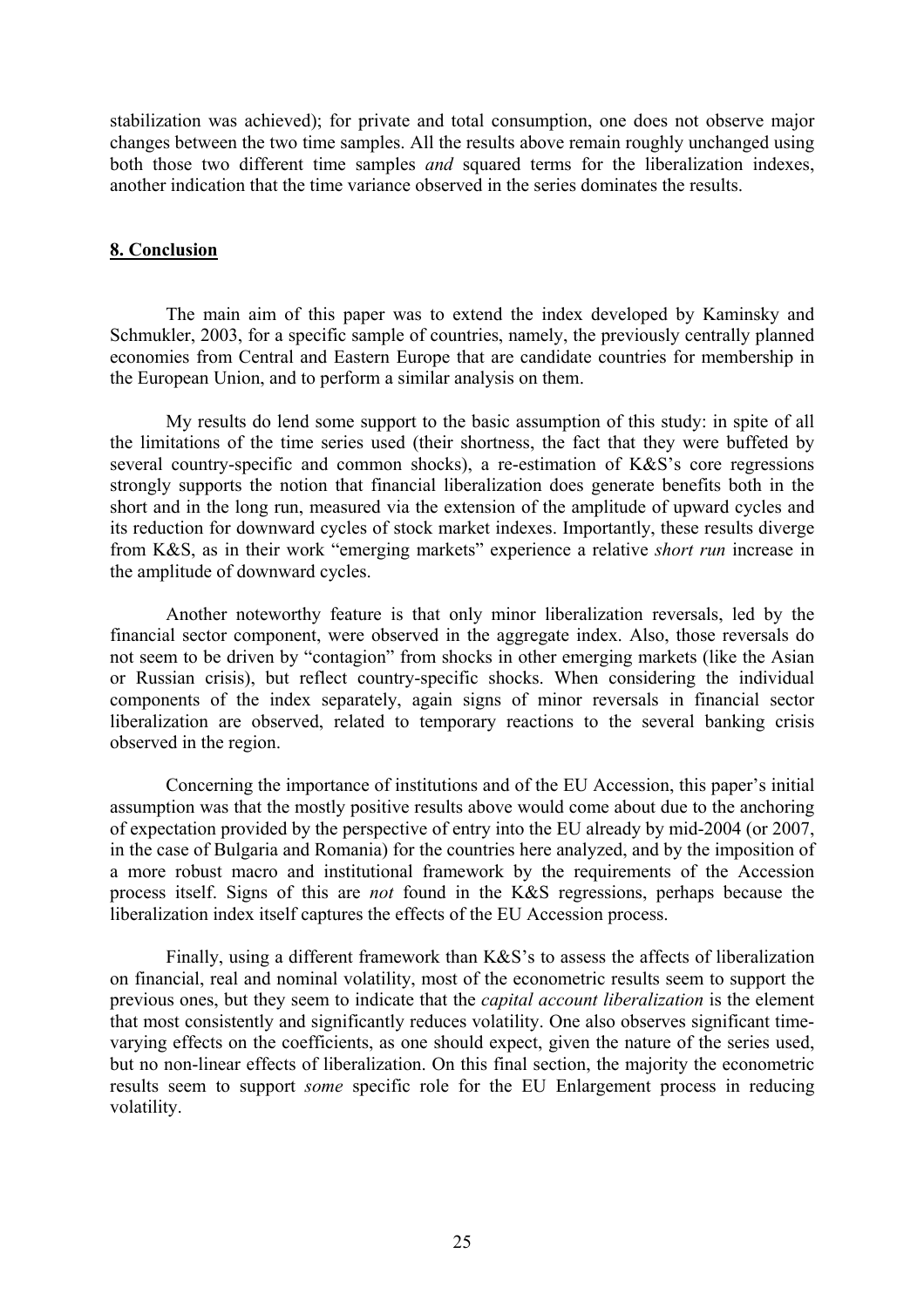stabilization was achieved); for private and total consumption, one does not observe major changes between the two time samples. All the results above remain roughly unchanged using both those two different time samples *and* squared terms for the liberalization indexes, another indication that the time variance observed in the series dominates the results.

## **8. Conclusion**

The main aim of this paper was to extend the index developed by Kaminsky and Schmukler, 2003, for a specific sample of countries, namely, the previously centrally planned economies from Central and Eastern Europe that are candidate countries for membership in the European Union, and to perform a similar analysis on them.

My results do lend some support to the basic assumption of this study: in spite of all the limitations of the time series used (their shortness, the fact that they were buffeted by several country-specific and common shocks), a re-estimation of K&S's core regressions strongly supports the notion that financial liberalization does generate benefits both in the short and in the long run, measured via the extension of the amplitude of upward cycles and its reduction for downward cycles of stock market indexes. Importantly, these results diverge from K&S, as in their work "emerging markets" experience a relative *short run* increase in the amplitude of downward cycles.

Another noteworthy feature is that only minor liberalization reversals, led by the financial sector component, were observed in the aggregate index. Also, those reversals do not seem to be driven by "contagion" from shocks in other emerging markets (like the Asian or Russian crisis), but reflect country-specific shocks. When considering the individual components of the index separately, again signs of minor reversals in financial sector liberalization are observed, related to temporary reactions to the several banking crisis observed in the region.

Concerning the importance of institutions and of the EU Accession, this paper's initial assumption was that the mostly positive results above would come about due to the anchoring of expectation provided by the perspective of entry into the EU already by mid-2004 (or 2007, in the case of Bulgaria and Romania) for the countries here analyzed, and by the imposition of a more robust macro and institutional framework by the requirements of the Accession process itself. Signs of this are *not* found in the K&S regressions, perhaps because the liberalization index itself captures the effects of the EU Accession process.

Finally, using a different framework than K&S's to assess the affects of liberalization on financial, real and nominal volatility, most of the econometric results seem to support the previous ones, but they seem to indicate that the *capital account liberalization* is the element that most consistently and significantly reduces volatility. One also observes significant time-varying effects on the coefficients, as one should expect, given the nature of the series used, but no non-linear effects of liberalization. On this final section, the majority the econometric results seem to support *some* specific role for the EU Enlargement process in reducing volatility.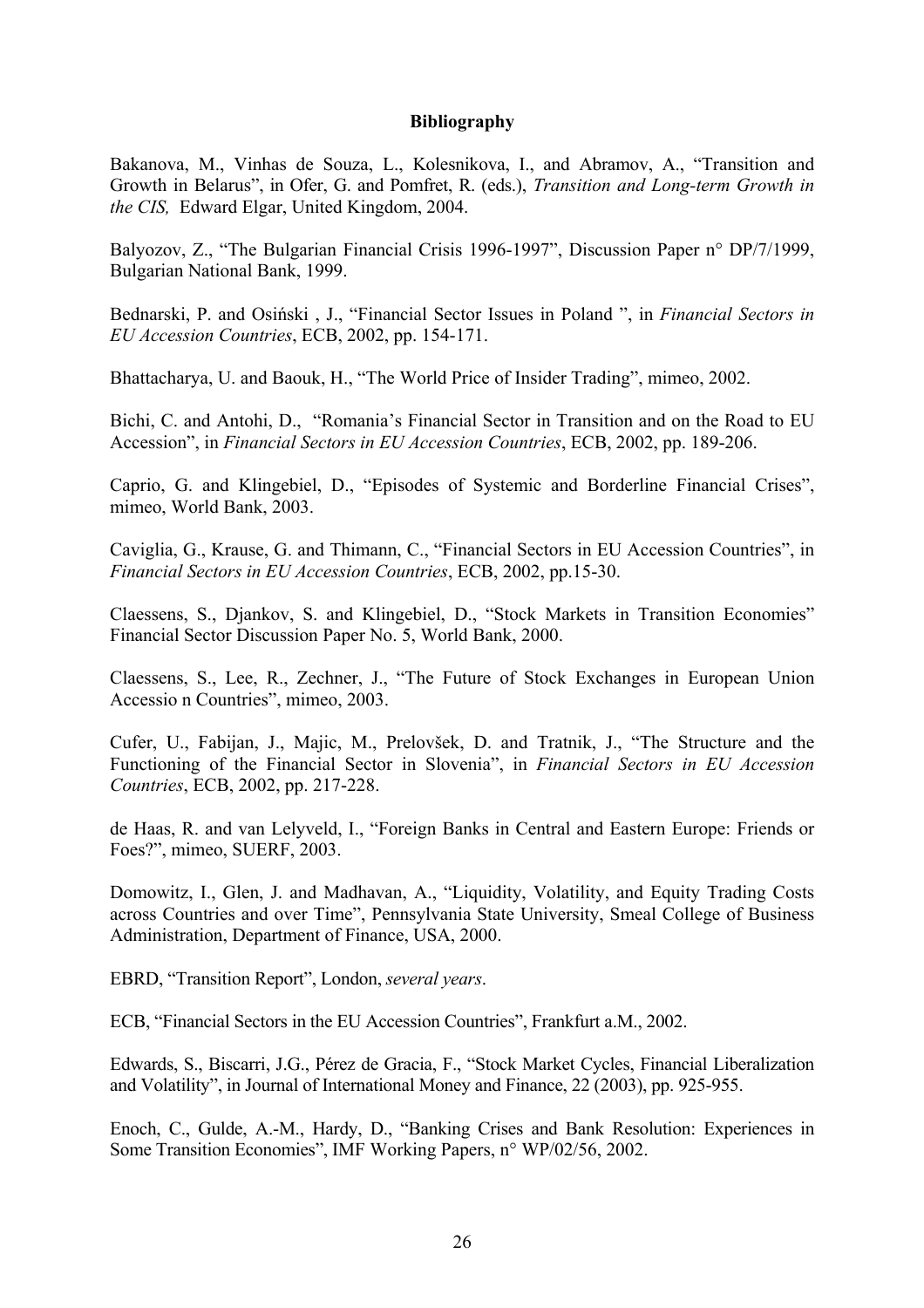**Bibliography**

Bakanova, M., Vinhas de Souza, L., Kolesnikova, I., and Abramov, A., "Transition and Growth in Belarus", in Ofer, G. and Pomfret, R. (eds.), *Transition and Long-term Growth in the CIS,* Edward Elgar, United Kingdom, 2004.

Balyozov, Z., "The Bulgarian Financial Crisis 1996-1997", Discussion Paper n° DP/7/1999, Bulgarian National Bank, 1999.

Bednarski, P. and Osiński , J., "Financial Sector Issues in Poland ", in *Financial Sectors in EU Accession Countries*, ECB, 2002, pp. 154-171.

Bhattacharya, U. and Baouk, H., "The World Price of Insider Trading", mimeo, 2002.

Bichi, C. and Antohi, D., "Romania's Financial Sector in Transition and on the Road to EU Accession", in *Financial Sectors in EU Accession Countries*, ECB, 2002, pp. 189-206.

Caprio, G. and Klingebiel, D., "Episodes of Systemic and Borderline Financial Crises", mimeo, World Bank, 2003.

Caviglia, G., Krause, G. and Thimann, C., "Financial Sectors in EU Accession Countries", in *Financial Sectors in EU Accession Countries*, ECB, 2002, pp.15-30.

Claessens, S., Djankov, S. and Klingebiel, D., "Stock Markets in Transition Economies" Financial Sector Discussion Paper No. 5, World Bank, 2000.

Claessens, S., Lee, R., Zechner, J., "The Future of Stock Exchanges in European Union Accessio n Countries", mimeo, 2003.

Cufer, U., Fabijan, J., Majic, M., Prelovšek, D. and Tratnik, J., "The Structure and the Functioning of the Financial Sector in Slovenia", in *Financial Sectors in EU Accession Countries*, ECB, 2002, pp. 217-228.

de Haas, R. and van Lelyveld, I., "Foreign Banks in Central and Eastern Europe: Friends or Foes?", mimeo, SUERF, 2003.

Domowitz, I., Glen, J. and Madhavan, A., "Liquidity, Volatility, and Equity Trading Costs across Countries and over Time", Pennsylvania State University, Smeal College of Business Administration, Department of Finance, USA, 2000.

EBRD, "Transition Report", London, *several years*.

ECB, "Financial Sectors in the EU Accession Countries", Frankfurt a.M., 2002.

Edwards, S., Biscarri, J.G., Pérez de Gracia, F., "Stock Market Cycles, Financial Liberalization and Volatility", in Journal of International Money and Finance, 22 (2003), pp. 925-955.

Enoch, C., Gulde, A.-M., Hardy, D., "Banking Crises and Bank Resolution: Experiences in Some Transition Economies", IMF Working Papers, n° WP/02/56, 2002.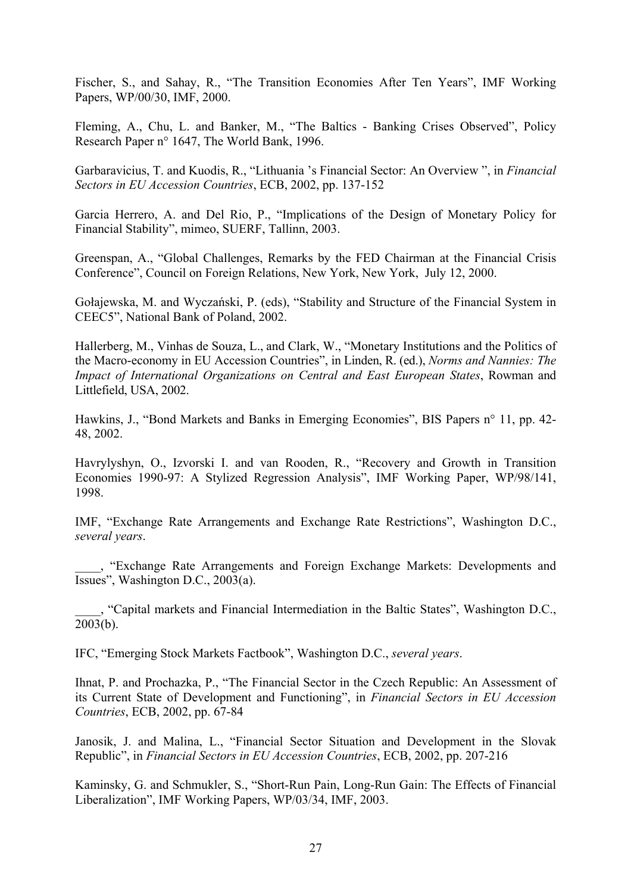Fischer, S., and Sahay, R., "The Transition Economies After Ten Years", IMF Working Papers, WP/00/30, IMF, 2000.

Fleming, A., Chu, L. and Banker, M., "The Baltics - Banking Crises Observed", Policy Research Paper n° 1647, The World Bank, 1996.

Garbaravicius, T. and Kuodis, R., "Lithuania 's Financial Sector: An Overview ", in *Financial Sectors in EU Accession Countries*, ECB, 2002, pp. 137-152

Garcia Herrero, A. and Del Rio, P., "Implications of the Design of Monetary Policy for Financial Stability", mimeo, SUERF, Tallinn, 2003.

Greenspan, A., "Global Challenges, Remarks by the FED Chairman at the Financial Crisis Conference", Council on Foreign Relations, New York, New York, July 12, 2000.

Gołajewska, M. and Wyczański, P. (eds), "Stability and Structure of the Financial System in CEEC5", National Bank of Poland, 2002.

Hallerberg, M., Vinhas de Souza, L., and Clark, W., "Monetary Institutions and the Politics of the Macro-economy in EU Accession Countries", in Linden, R. (ed.), *Norms and Nannies: The Impact of International Organizations on Central and East European States*, Rowman and Littlefield, USA, 2002.

Hawkins, J., "Bond Markets and Banks in Emerging Economies", BIS Papers n° 11, pp. 42-48, 2002.

Havrylyshyn, O., Izvorski I. and van Rooden, R., "Recovery and Growth in Transition Economies 1990-97: A Stylized Regression Analysis", IMF Working Paper, WP/98/141, 1998.

IMF, "Exchange Rate Arrangements and Exchange Rate Restrictions", Washington D.C., *several years*.

____, "Exchange Rate Arrangements and Foreign Exchange Markets: Developments and Issues", Washington D.C., 2003(a).

____, "Capital markets and Financial Intermediation in the Baltic States", Washington D.C., 2003(b).

IFC, "Emerging Stock Markets Factbook", Washington D.C., *several years*.

Ihnat, P. and Prochazka, P., "The Financial Sector in the Czech Republic: An Assessment of its Current State of Development and Functioning", in *Financial Sectors in EU Accession Countries*, ECB, 2002, pp. 67-84

Janosik, J. and Malina, L., "Financial Sector Situation and Development in the Slovak Republic", in *Financial Sectors in EU Accession Countries*, ECB, 2002, pp. 207-216

Kaminsky, G. and Schmukler, S., "Short-Run Pain, Long-Run Gain: The Effects of Financial Liberalization", IMF Working Papers, WP/03/34, IMF, 2003.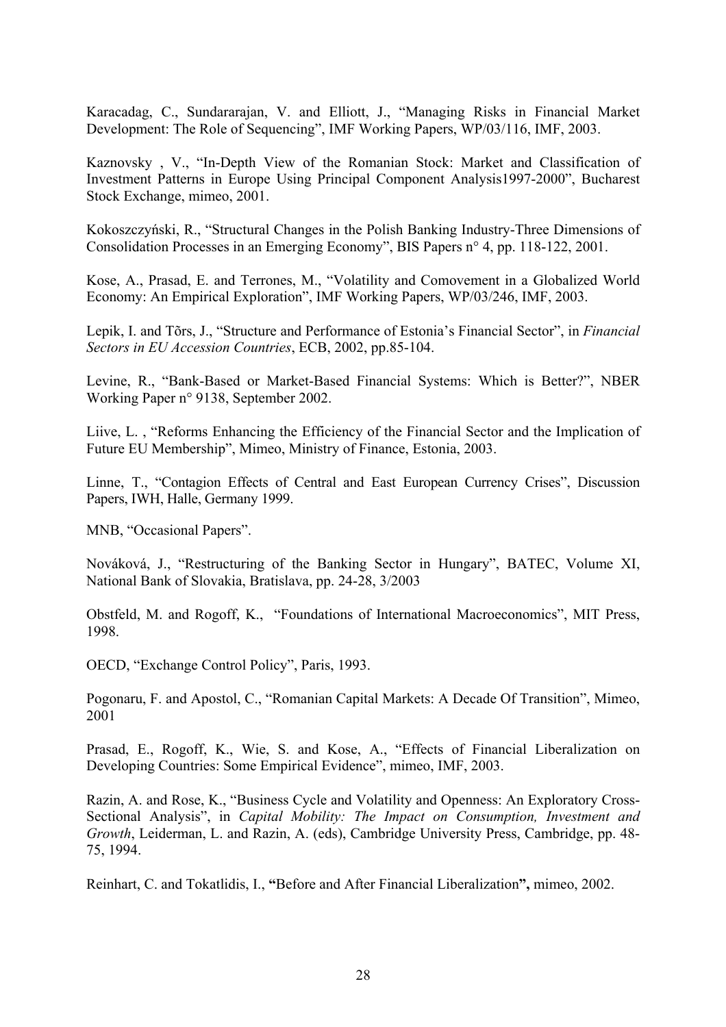Karacadag, C., Sundararajan, V. and Elliott, J., “Managing Risks in Financial Market Development: The Role of Sequencing”, IMF Working Papers, WP/03/116, IMF, 2003.

Kaznovsky , V., “In-Depth View of the Romanian Stock: Market and Classification of Investment Patterns in Europe Using Principal Component Analysis1997-2000”, Bucharest Stock Exchange, mimeo, 2001.

Kokoszczyński, R., “Structural Changes in the Polish Banking Industry-Three Dimensions of Consolidation Processes in an Emerging Economy”, BIS Papers n° 4, pp. 118-122, 2001.

Kose, A., Prasad, E. and Terrones, M., “Volatility and Comovement in a Globalized World Economy: An Empirical Exploration”, IMF Working Papers, WP/03/246, IMF, 2003.

Lepik, I. and Tõrs, J., “Structure and Performance of Estonia’s Financial Sector”, in *Financial Sectors in EU Accession Countries*, ECB, 2002, pp.85-104.

Levine, R., “Bank-Based or Market-Based Financial Systems: Which is Better?”, NBER Working Paper n° 9138, September 2002.

Liive, L. , “Reforms Enhancing the Efficiency of the Financial Sector and the Implication of Future EU Membership”, Mimeo, Ministry of Finance, Estonia, 2003.

Linne, T., “Contagion Effects of Central and East European Currency Crises”, Discussion Papers, IWH, Halle, Germany 1999.

MNB, “Occasional Papers”.

Nováková, J., “Restructuring of the Banking Sector in Hungary”, BATEC, Volume XI, National Bank of Slovakia, Bratislava, pp. 24-28, 3/2003

Obstfeld, M. and Rogoff, K., “Foundations of International Macroeconomics”, MIT Press, 1998.

OECD, “Exchange Control Policy”, Paris, 1993.

Pogonaru, F. and Apostol, C., “Romanian Capital Markets: A Decade Of Transition”, Mimeo, 2001

Prasad, E., Rogoff, K., Wie, S. and Kose, A., “Effects of Financial Liberalization on Developing Countries: Some Empirical Evidence”, mimeo, IMF, 2003.

Razin, A. and Rose, K., “Business Cycle and Volatility and Openness: An Exploratory Cross-Sectional Analysis”, in *Capital Mobility: The Impact on Consumption, Investment and Growth*, Leiderman, L. and Razin, A. (eds), Cambridge University Press, Cambridge, pp. 48-75, 1994.

Reinhart, C. and Tokatlidis, I., **“**Before and After Financial Liberalization**”,** mimeo, 2002.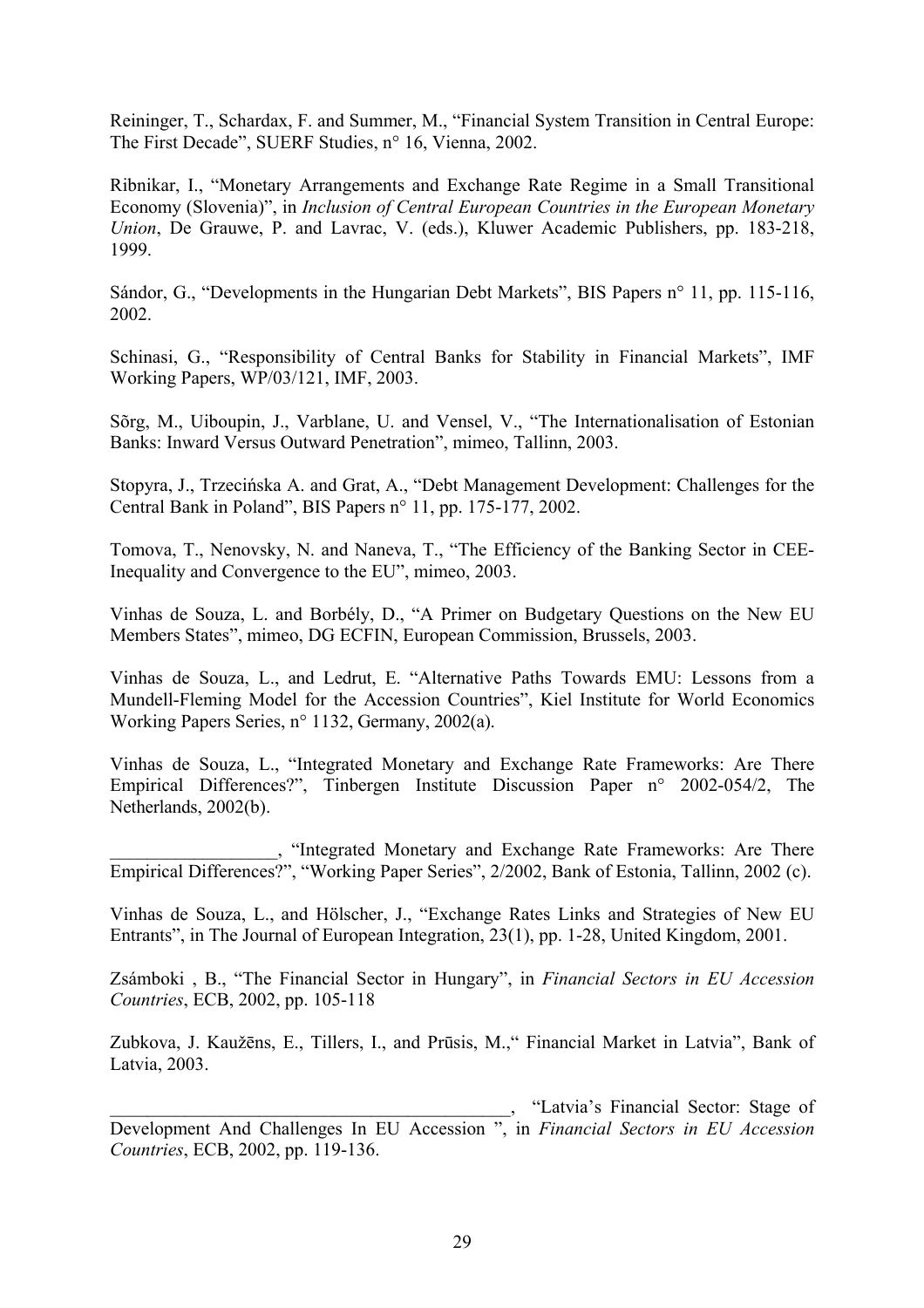Reininger, T., Schardax, F. and Summer, M., "Financial System Transition in Central Europe: The First Decade", SUERF Studies, n° 16, Vienna, 2002.

Ribnikar, I., "Monetary Arrangements and Exchange Rate Regime in a Small Transitional Economy (Slovenia)", in *Inclusion of Central European Countries in the European Monetary Union*, De Grauwe, P. and Lavrac, V. (eds.), Kluwer Academic Publishers, pp. 183-218, 1999.

Sándor, G., "Developments in the Hungarian Debt Markets", BIS Papers n° 11, pp. 115-116, 2002.

Schinasi, G., "Responsibility of Central Banks for Stability in Financial Markets", IMF Working Papers, WP/03/121, IMF, 2003.

Sõrg, M., Uiboupin, J., Varblane, U. and Vensel, V., "The Internationalisation of Estonian Banks: Inward Versus Outward Penetration", mimeo, Tallinn, 2003.

Stopyra, J., Trzecińska A. and Grat, A., "Debt Management Development: Challenges for the Central Bank in Poland", BIS Papers n° 11, pp. 175-177, 2002.

Tomova, T., Nenovsky, N. and Naneva, T., "The Efficiency of the Banking Sector in CEE- Inequality and Convergence to the EU", mimeo, 2003.

Vinhas de Souza, L. and Borbély, D., "A Primer on Budgetary Questions on the New EU Members States", mimeo, DG ECFIN, European Commission, Brussels, 2003.

Vinhas de Souza, L., and Ledrut, E. "Alternative Paths Towards EMU: Lessons from a Mundell-Fleming Model for the Accession Countries", Kiel Institute for World Economics Working Papers Series, n° 1132, Germany, 2002(a).

Vinhas de Souza, L., "Integrated Monetary and Exchange Rate Frameworks: Are There Empirical Differences?", Tinbergen Institute Discussion Paper n° 2002-054/2, The Netherlands, 2002(b).

__________________, "Integrated Monetary and Exchange Rate Frameworks: Are There Empirical Differences?", "Working Paper Series", 2/2002, Bank of Estonia, Tallinn, 2002 (c).

Vinhas de Souza, L., and Hölscher, J., "Exchange Rates Links and Strategies of New EU Entrants", in The Journal of European Integration, 23(1), pp. 1-28, United Kingdom, 2001.

Zsámboki , B., "The Financial Sector in Hungary", in *Financial Sectors in EU Accession Countries*, ECB, 2002, pp. 105-118

Zubkova, J. Kaužēns, E., Tillers, I., and Prūsis, M.," Financial Market in Latvia", Bank of Latvia, 2003.

_____________________________________________, "Latvia's Financial Sector: Stage of Development And Challenges In EU Accession ", in *Financial Sectors in EU Accession Countries*, ECB, 2002, pp. 119-136.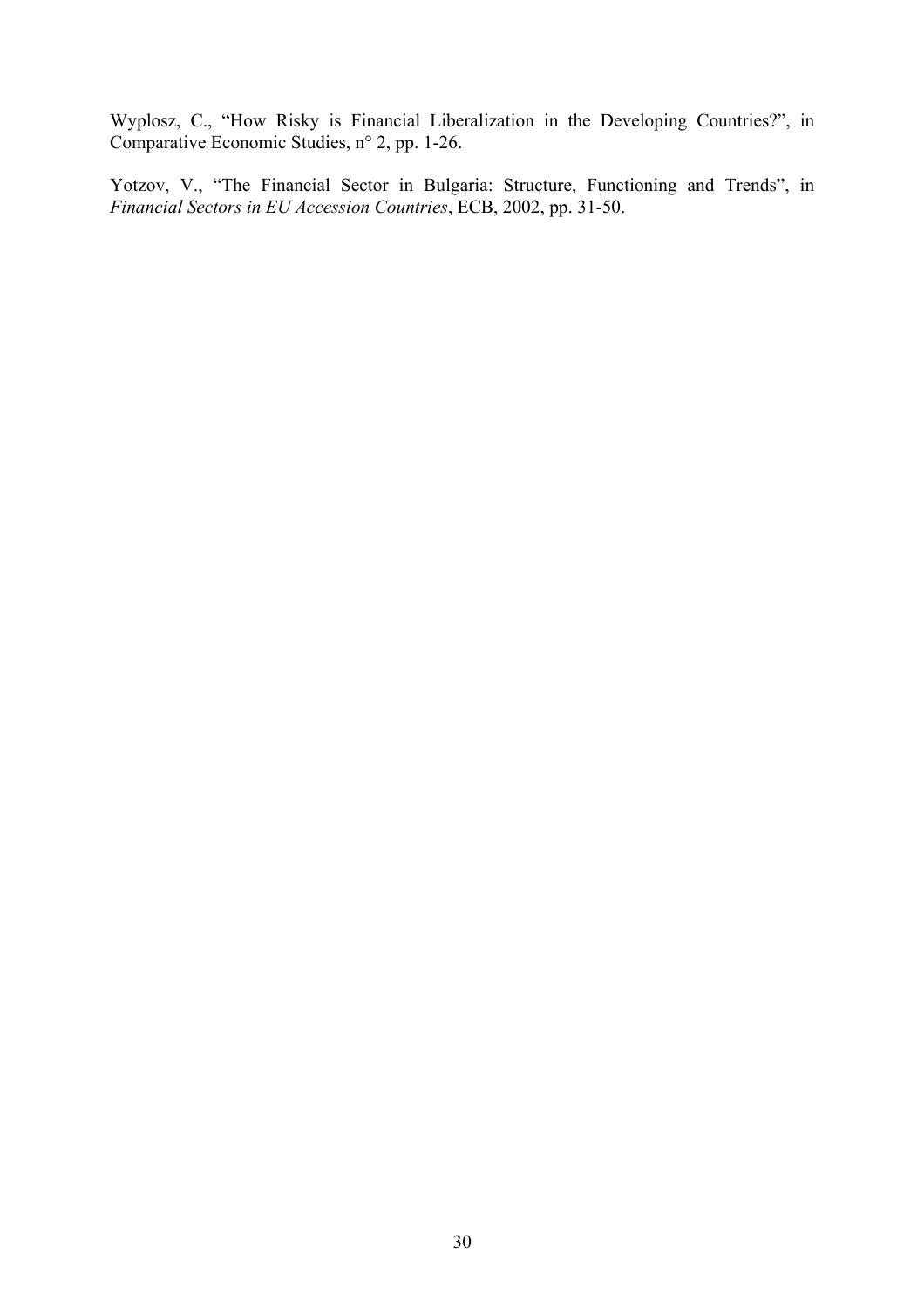Wyplosz, C., "How Risky is Financial Liberalization in the Developing Countries?", in Comparative Economic Studies, n° 2, pp. 1-26.

Yotzov, V., "The Financial Sector in Bulgaria: Structure, Functioning and Trends", in *Financial Sectors in EU Accession Countries*, ECB, 2002, pp. 31-50.